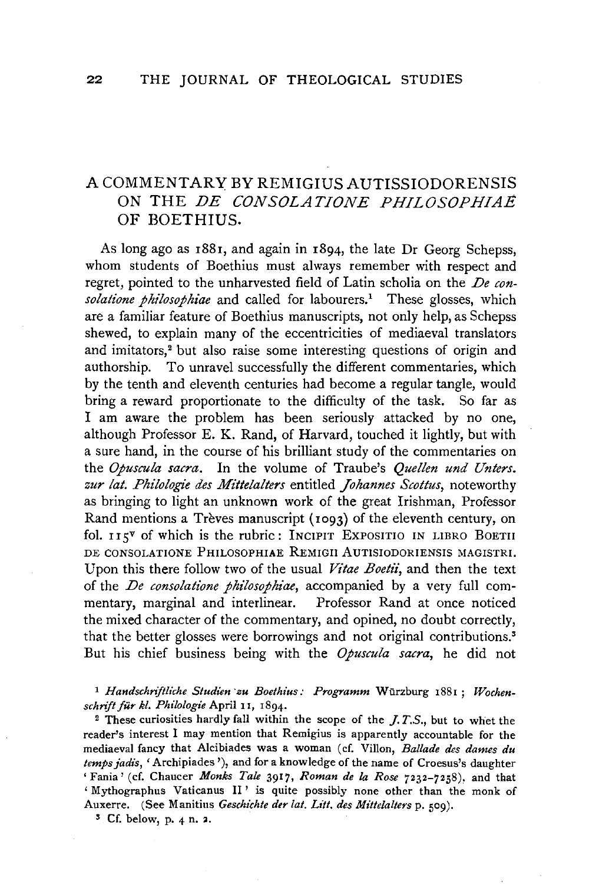# A COMMENTARY BY REMIGIUS AUTISSIODORENSIS ON THE *DE CONSOLATIONE PHILOSOPHIAE* OF BOETHIUS.

As long ago as 1881, and again in 1894, the late Dr Georg Schepss, whom students of Boethius must always remember with respect and regret, pointed to the unharvested field of Latin scholia on the *De consolatione philosophiae* and called for labourers.[1] These glosses, which are a familiar feature of Boethius manuscripts, not only help, as Schepss shewed, to explain many of the eccentricities of mediaeval translators and imitators,[2] but also raise some interesting questions of origin and authorship. To unravel successfully the different commentaries, which by the tenth and eleventh centuries had become a regular tangle, would bring a reward proportionate to the difficulty of the task. So far as I am aware the problem has been seriously attacked by no one, although Professor E. K. Rand, of Harvard, touched it lightly, but with a sure hand, in the course of his brilliant study of the commentaries on the *Opuscula sacra*. In the volume of Traube's *Quellen und Unters. zur lat. Philologie des Mittelalters* entitled *Johannes Scottus*, noteworthy as bringing to light an unknown work of the great Irishman, Professor Rand mentions a Trèves manuscript (1093) of the eleventh century, on fol. 115$^v$ of which is the rubric: INCIPIT EXPOSITIO IN LIBRO BOETII DE CONSOLATIONE PHILOSOPHIAE REMIGII AUTISIODORIENSIS MAGISTRI. Upon this there follow two of the usual *Vitae Boetii*, and then the text of the *De consolatione philosophiae*, accompanied by a very full commentary, marginal and interlinear. Professor Rand at once noticed the mixed character of the commentary, and opined, no doubt correctly, that the better glosses were borrowings and not original contributions.[3] But his chief business being with the *Opuscula sacra*, he did not

[1] *Handschriftliche Studien zu Boethius: Programm* Würzburg 1881; *Wochenschrift für kl. Philologie* April 11, 1894.

[2] These curiosities hardly fall within the scope of the *J.T.S.*, but to whet the reader's interest I may mention that Remigius is apparently accountable for the mediaeval fancy that Alcibiades was a woman (cf. Villon, *Ballade des dames du temps jadis*, 'Archipiades'), and for a knowledge of the name of Croesus's daughter 'Fania' (cf. Chaucer *Monks Tale* 3917, *Roman de la Rose* 7232–7258), and that 'Mythographus Vaticanus II' is quite possibly none other than the monk of Auxerre. (See Manitius *Geschichte der lat. Litt. des Mittelalters* p. 509).

[3] Cf. below, p. 4 n. 2.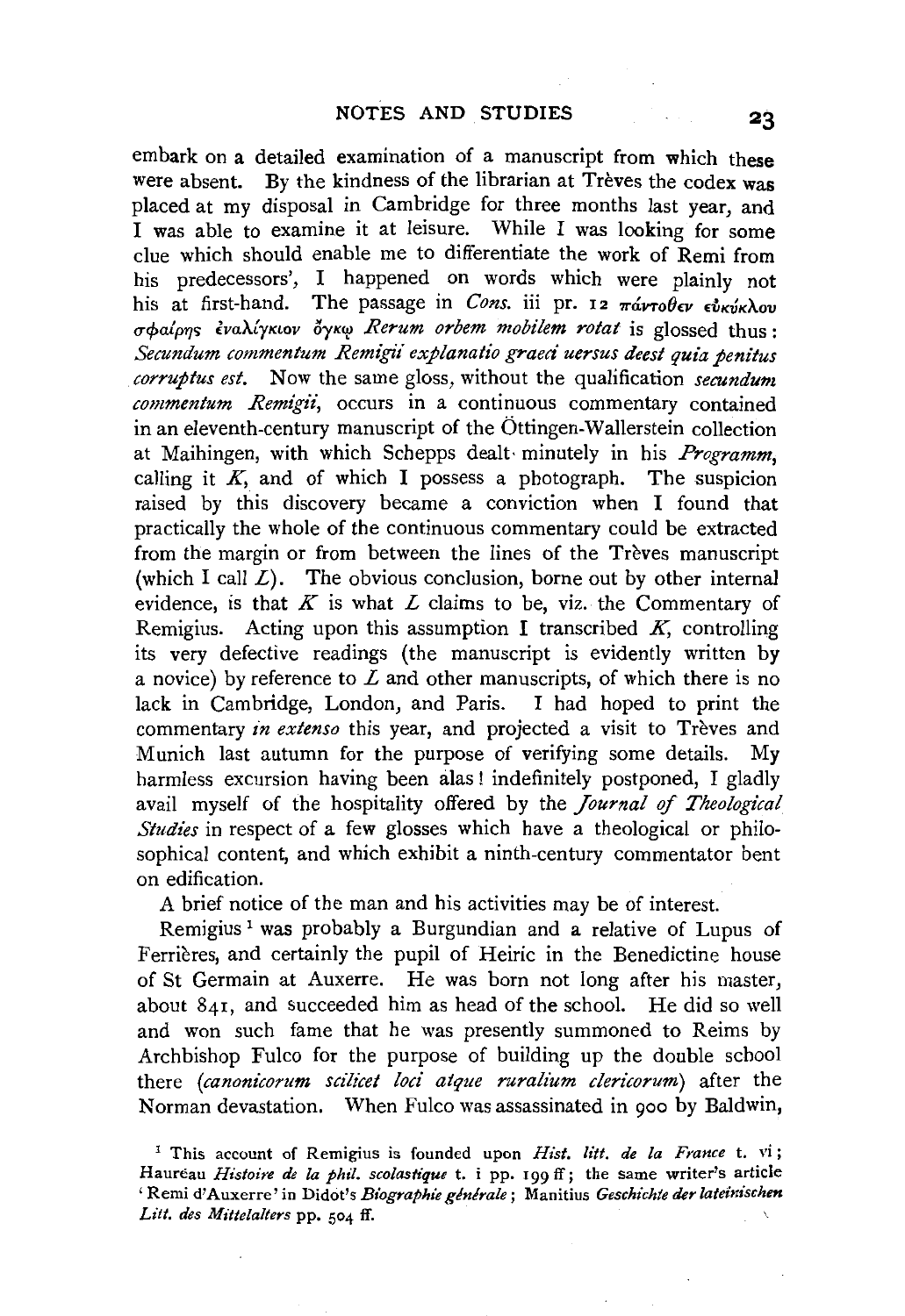embark on a detailed examination of a manuscript from which these were absent. By the kindness of the librarian at Trèves the codex was placed at my disposal in Cambridge for three months last year, and I was able to examine it at leisure. While I was looking for some clue which should enable me to differentiate the work of Remi from his predecessors', I happened on words which were plainly not his at first-hand. The passage in *Cons.* iii pr. 12 πάντοθεν εὐκύκλου σφαίρης ἐναλίγκιον ὄγκῳ *Rerum orbem mobilem rotat* is glossed thus: *Secundum commentum Remigii explanatio graeci uersus deest quia penitus corruptus est.* Now the same gloss, without the qualification *secundum commentum Remigii*, occurs in a continuous commentary contained in an eleventh-century manuscript of the Öttingen-Wallerstein collection at Maihingen, with which Schepps dealt minutely in his *Programm*, calling it *K*, and of which I possess a photograph. The suspicion raised by this discovery became a conviction when I found that practically the whole of the continuous commentary could be extracted from the margin or from between the lines of the Trèves manuscript (which I call *L*). The obvious conclusion, borne out by other internal evidence, is that *K* is what *L* claims to be, viz. the Commentary of Remigius. Acting upon this assumption I transcribed *K*, controlling its very defective readings (the manuscript is evidently written by a novice) by reference to *L* and other manuscripts, of which there is no lack in Cambridge, London, and Paris. I had hoped to print the commentary *in extenso* this year, and projected a visit to Trèves and Munich last autumn for the purpose of verifying some details. My harmless excursion having been alas! indefinitely postponed, I gladly avail myself of the hospitality offered by the *Journal of Theological Studies* in respect of a few glosses which have a theological or philosophical content, and which exhibit a ninth-century commentator bent on edification.

A brief notice of the man and his activities may be of interest.

Remigius[1] was probably a Burgundian and a relative of Lupus of Ferrières, and certainly the pupil of Heiric in the Benedictine house of St Germain at Auxerre. He was born not long after his master, about 841, and succeeded him as head of the school. He did so well and won such fame that he was presently summoned to Reims by Archbishop Fulco for the purpose of building up the double school there (*canonicorum scilicet loci atque ruralium clericorum*) after the Norman devastation. When Fulco was assassinated in 900 by Baldwin,

[1] This account of Remigius is founded upon *Hist. litt. de la France* t. vi; Hauréau *Histoire de la phil. scolastique* t. i pp. 199 ff; the same writer's article 'Remi d'Auxerre' in Didot's *Biographie générale*; Manitius *Geschichte der lateinischen Litt. des Mittelalters* pp. 504 ff.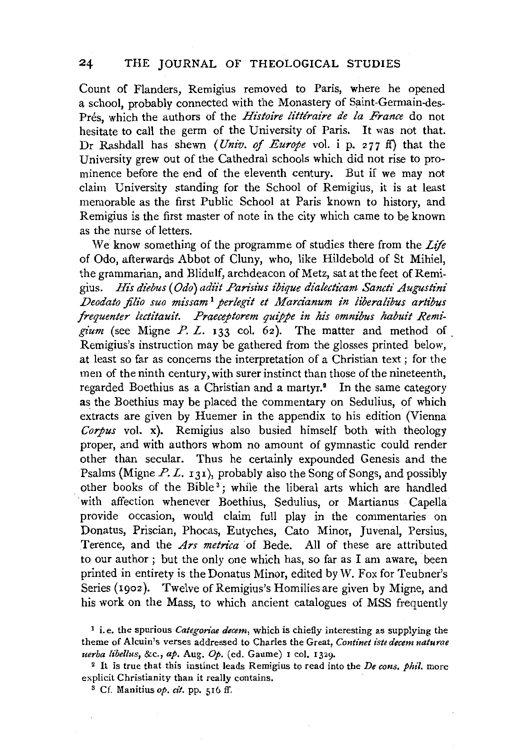Count of Flanders, Remigius removed to Paris, where he opened a school, probably connected with the Monastery of Saint-Germain-des-Prés, which the authors of the *Histoire littéraire de la France* do not hesitate to call the germ of the University of Paris. It was not that. Dr Rashdall has shewn (*Univ. of Europe* vol. i p. 277 ff) that the University grew out of the Cathedral schools which did not rise to prominence before the end of the eleventh century. But if we may not claim University standing for the School of Remigius, it is at least memorable as the first Public School at Paris known to history, and Remigius is the first master of note in the city which came to be known as the nurse of letters.

We know something of the programme of studies there from the *Life* of Odo, afterwards Abbot of Cluny, who, like Hildebold of St Mihiel, the grammarian, and Blidulf, archdeacon of Metz, sat at the feet of Remigius. *His diebus (Odo) adiit Parisius ibique dialecticam Sancti Augustini Deodato filio suo missam*[1] *perlegit et Marcianum in liberalibus artibus frequenter lectitauit. Praeceptorem quippe in his omnibus habuit Remigium* (see Migne *P. L.* 133 col. 62). The matter and method of Remigius's instruction may be gathered from the glosses printed below, at least so far as concerns the interpretation of a Christian text; for the men of the ninth century, with surer instinct than those of the nineteenth, regarded Boethius as a Christian and a martyr.[2] In the same category as the Boethius may be placed the commentary on Sedulius, of which extracts are given by Huemer in the appendix to his edition (Vienna *Corpus* vol. x). Remigius also busied himself both with theology proper, and with authors whom no amount of gymnastic could render other than secular. Thus he certainly expounded Genesis and the Psalms (Migne *P. L.* 131), probably also the Song of Songs, and possibly other books of the Bible[3]; while the liberal arts which are handled with affection whenever Boethius, Sedulius, or Martianus Capella provide occasion, would claim full play in the commentaries on Donatus, Priscian, Phocas, Eutyches, Cato Minor, Juvenal, Persius, Terence, and the *Ars metrica* of Bede. All of these are attributed to our author; but the only one which has, so far as I am aware, been printed in entirety is the Donatus Minor, edited by W. Fox for Teubner's Series (1902). Twelve of Remigius's Homilies are given by Migne, and his work on the Mass, to which ancient catalogues of MSS frequently

[1] i.e. the spurious *Categoriae decem*, which is chiefly interesting as supplying the theme of Alcuin's verses addressed to Charles the Great, *Continet iste decem naturae uerba libellus*, &c., *ap.* Aug. *Op.* (ed. Gaume) 1 col. 1329.

[2] It is true that this instinct leads Remigius to read into the *De cons. phil.* more explicit Christianity than it really contains.

[3] Cf. Manitius *op. cit.* pp. 516 ff.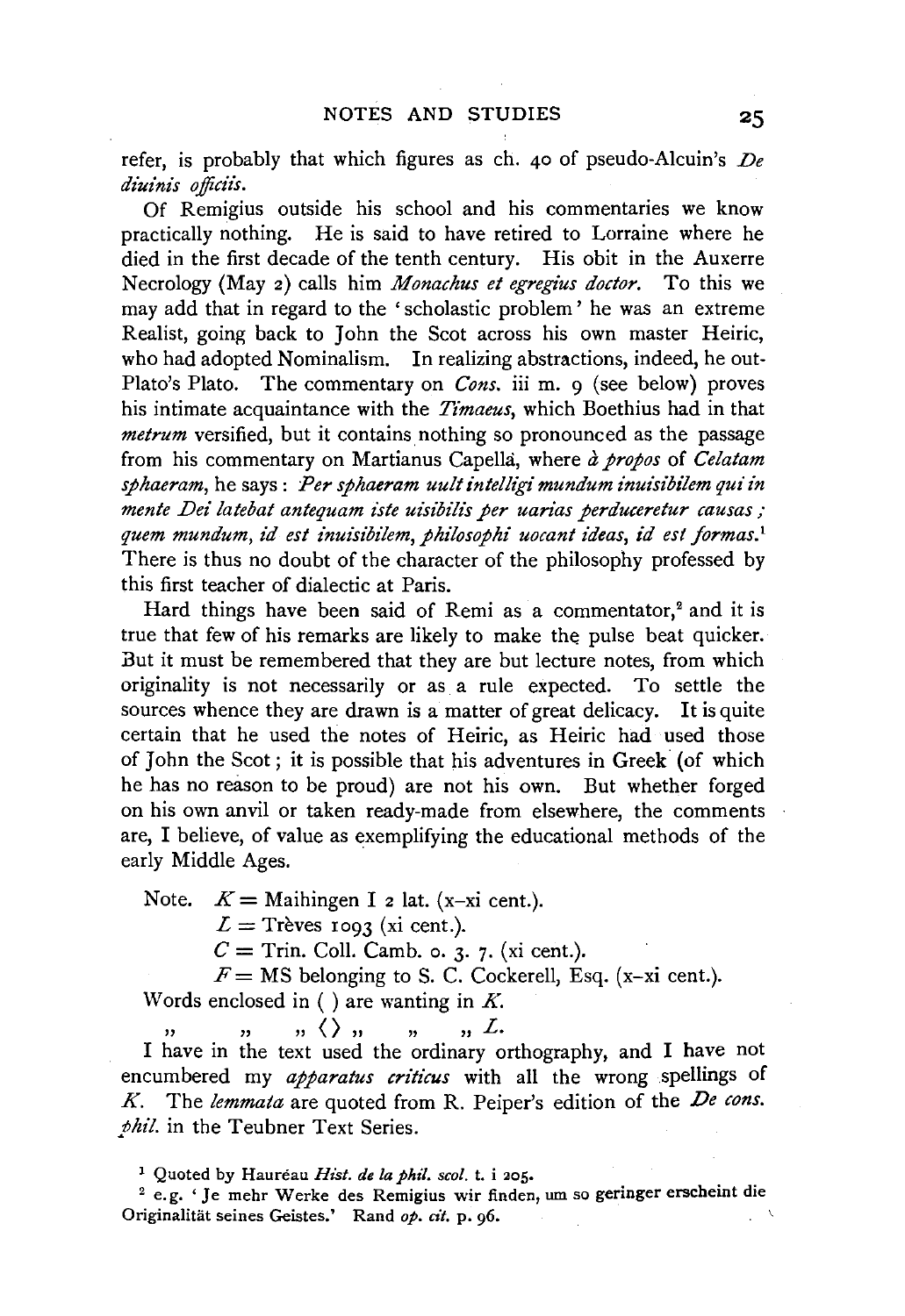refer, is probably that which figures as ch. 40 of pseudo-Alcuin's *De diuinis officiis*.

Of Remigius outside his school and his commentaries we know practically nothing. He is said to have retired to Lorraine where he died in the first decade of the tenth century. His obit in the Auxerre Necrology (May 2) calls him *Monachus et egregius doctor*. To this we may add that in regard to the 'scholastic problem' he was an extreme Realist, going back to John the Scot across his own master Heiric, who had adopted Nominalism. In realizing abstractions, indeed, he out-Plato's Plato. The commentary on *Cons.* iii m. 9 (see below) proves his intimate acquaintance with the *Timaeus*, which Boethius had in that *metrum* versified, but it contains nothing so pronounced as the passage from his commentary on Martianus Capella, where *à propos* of *Celatam sphaeram*, he says: *Per sphaeram uult intelligi mundum inuisibilem qui in mente Dei latebat antequam iste uisibilis per uarias perduceretur causas; quem mundum, id est inuisibilem, philosophi uocant ideas, id est formas.*[1] There is thus no doubt of the character of the philosophy professed by this first teacher of dialectic at Paris.

Hard things have been said of Remi as a commentator,[2] and it is true that few of his remarks are likely to make the pulse beat quicker. But it must be remembered that they are but lecture notes, from which originality is not necessarily or as a rule expected. To settle the sources whence they are drawn is a matter of great delicacy. It is quite certain that he used the notes of Heiric, as Heiric had used those of John the Scot; it is possible that his adventures in Greek (of which he has no reason to be proud) are not his own. But whether forged on his own anvil or taken ready-made from elsewhere, the comments are, I believe, of value as exemplifying the educational methods of the early Middle Ages.

Note. $K$ = Maihingen I 2 lat. (x–xi cent.).
$L$ = Trèves 1093 (xi cent.).
$C$ = Trin. Coll. Camb. o. 3. 7. (xi cent.).
$F$ = MS belonging to S. C. Cockerell, Esq. (x–xi cent.).
Words enclosed in ( ) are wanting in $K$.
" " " ⟨ ⟩ " " " $L$.

I have in the text used the ordinary orthography, and I have not encumbered my *apparatus criticus* with all the wrong spellings of $K$. The *lemmata* are quoted from R. Peiper's edition of the *De cons. phil.* in the Teubner Text Series.

[1] Quoted by Hauréau *Hist. de la phil. scol.* t. i 205.

[2] e.g. 'Je mehr Werke des Remigius wir finden, um so geringer erscheint die Originalität seines Geistes.' Rand *op. cit.* p. 96.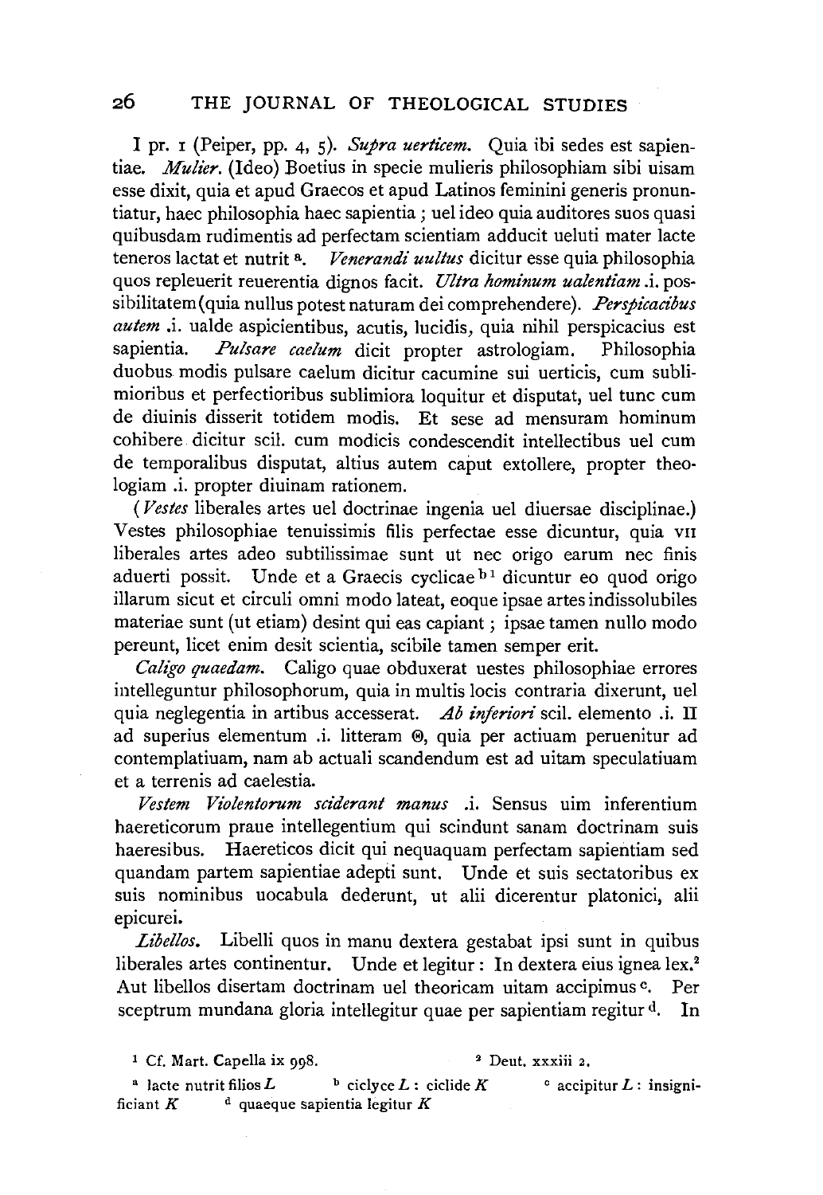I pr. 1 (Peiper, pp. 4, 5). *Supra uerticem.* Quia ibi sedes est sapientiae. *Mulier.* (Ideo) Boetius in specie mulieris philosophiam sibi uisam esse dixit, quia et apud Graecos et apud Latinos feminini generis pronuntiatur, haec philosophia haec sapientia; uel ideo quia auditores suos quasi quibusdam rudimentis ad perfectam scientiam adducit ueluti mater lacte teneros lactat et nutrit [a]. *Venerandi uultus* dicitur esse quia philosophia quos repleuerit reuerentia dignos facit. *Ultra hominum ualentiam* .i. possibilitatem (quia nullus potest naturam dei comprehendere). *Perspicacibus autem* .i. ualde aspicientibus, acutis, lucidis, quia nihil perspicacius est sapientia. *Pulsare caelum* dicit propter astrologiam. Philosophia duobus modis pulsare caelum dicitur cacumine sui uerticis, cum sublimioribus et perfectioribus sublimiora loquitur et disputat, uel tunc cum de diuinis disserit totidem modis. Et sese ad mensuram hominum cohibere dicitur scil. cum modicis condescendit intellectibus uel cum de temporalibus disputat, altius autem caput extollere, propter theologiam .i. propter diuinam rationem.

(*Vestes* liberales artes uel doctrinae ingenia uel diuersae disciplinae.) Vestes philosophiae tenuissimis filis perfectae esse dicuntur, quia VII liberales artes adeo subtilissimae sunt ut nec origo earum nec finis aduerti possit. Unde et a Graecis cyclicae [b] [1] dicuntur eo quod origo illarum sicut et circuli omni modo lateat, eoque ipsae artes indissolubiles materiae sunt (ut etiam) desint qui eas capiant; ipsae tamen nullo modo pereunt, licet enim desit scientia, scibile tamen semper erit.

*Caligo quaedam.* Caligo quae obduxerat uestes philosophiae errores intelleguntur philosophorum, quia in multis locis contraria dixerunt, uel quia neglegentia in artibus accesserat. *Ab inferiori* scil. elemento .i. Π ad superius elementum .i. litteram Θ, quia per actiuam peruenitur ad contemplatiuam, nam ab actuali scandendum est ad uitam speculatiuam et a terrenis ad caelestia.

*Vestem Violentorum sciderant manus* .i. Sensus uim inferentium haereticorum praue intellegentium qui scindunt sanam doctrinam suis haeresibus. Haereticos dicit qui nequaquam perfectam sapientiam sed quandam partem sapientiae adepti sunt. Unde et suis sectatoribus ex suis nominibus uocabula dederunt, ut alii dicerentur platonici, alii epicurei.

*Libellos.* Libelli quos in manu dextera gestabat ipsi sunt in quibus liberales artes continentur. Unde et legitur: In dextera eius ignea lex.[2] Aut libellos disertam doctrinam uel theoricam uitam accipimus [c]. Per sceptrum mundana gloria intellegitur quae per sapientiam regitur [d]. In

[1] Cf. Mart. Capella ix 998. [2] Deut. xxxiii 2.

[a] lacte nutrit filios *L* [b] ciclyce *L*: ciclide *K* [c] accipitur *L*: insignificiant *K* [d] quaeque sapientia legitur *K*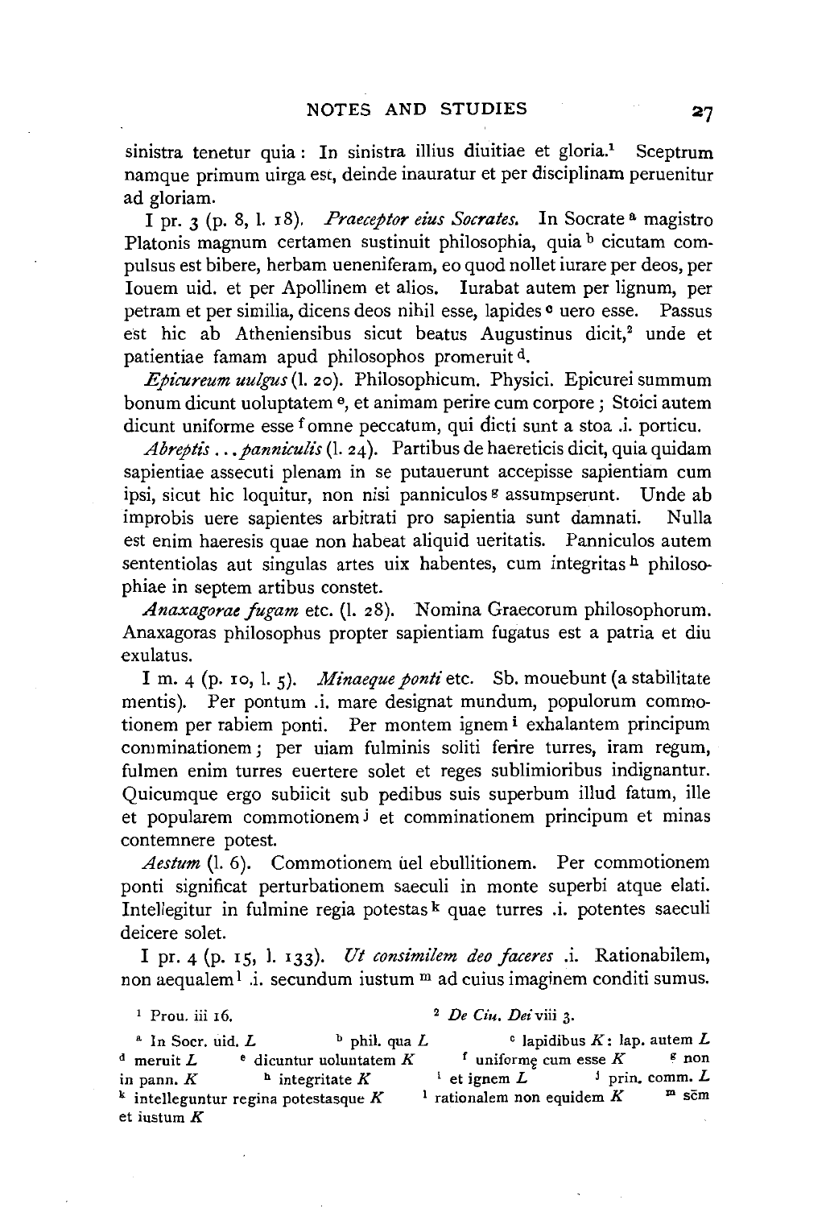sinistra tenetur quia: In sinistra illius diuitiae et gloria.[1] Sceptrum namque primum uirga est, deinde inauratur et per disciplinam peruenitur ad gloriam.

I pr. 3 (p. 8, l. 18). *Praeceptor eius Socrates.* In Socrate[a] magistro Platonis magnum certamen sustinuit philosophia, quia[b] cicutam compulsus est bibere, herbam ueneniferam, eo quod nollet iurare per deos, per Iouem uid. et per Apollinem et alios. Iurabat autem per lignum, per petram et per similia, dicens deos nihil esse, lapides[c] uero esse. Passus est hic ab Atheniensibus sicut beatus Augustinus dicit,[2] unde et patientiae famam apud philosophos promeruit[d].

*Epicureum uulgus* (l. 20). Philosophicum. Physici. Epicurei summum bonum dicunt uoluptatem[e], et animam perire cum corpore; Stoici autem dicunt uniforme esse[f] omne peccatum, qui dicti sunt a stoa .i. porticu.

*Abreptis . . . panniculis* (l. 24). Partibus de haereticis dicit, quia quidam sapientiae assecuti plenam in se putauerunt accepisse sapientiam cum ipsi, sicut hic loquitur, non nisi panniculos[g] assumpserunt. Unde ab improbis uere sapientes arbitrati pro sapientia sunt damnati. Nulla est enim haeresis quae non habeat aliquid ueritatis. Panniculos autem sententiolas aut singulas artes uix habentes, cum integritas[h] philosophiae in septem artibus constet.

*Anaxagorae fugam* etc. (l. 28). Nomina Graecorum philosophorum. Anaxagoras philosophus propter sapientiam fugatus est a patria et diu exulatus.

I m. 4 (p. 10, l. 5). *Minaeque ponti* etc. Sb. mouebunt (a stabilitate mentis). Per pontum .i. mare designat mundum, populorum commotionem per rabiem ponti. Per montem ignem[i] exhalantem principum comminationem; per uiam fulminis soliti ferire turres, iram regum, fulmen enim turres euertere solet et reges sublimioribus indignantur. Quicumque ergo subiicit sub pedibus suis superbum illud fatum, ille et popularem commotionem[j] et comminationem principum et minas contemnere potest.

*Aestum* (l. 6). Commotionem uel ebullitionem. Per commotionem ponti significat perturbationem saeculi in monte superbi atque elati. Intellegitur in fulmine regia potestas[k] quae turres .i. potentes saeculi deicere solet.

I pr. 4 (p. 15, l. 133). *Ut consimilem deo faceres* .i. Rationabilem, non aequalem[l] .i. secundum iustum[m] ad cuius imaginem conditi sumus.

[1] Prou. iii 16. [2] *De Ciu. Dei* viii 3.

[a] In Socr. uid. *L* [b] phil. qua *L* [c] lapidibus *K*: lap. autem *L* [d] meruit *L* [e] dicuntur uoluntatem *K* [f] uniformę cum esse *K* [g] non in pann. *K* [h] integritate *K* [i] et ignem *L* [j] prin. comm. *L* [k] intelleguntur regina potestasque *K* [l] rationalem non equidem *K* [m] scm̄ et iustum *K*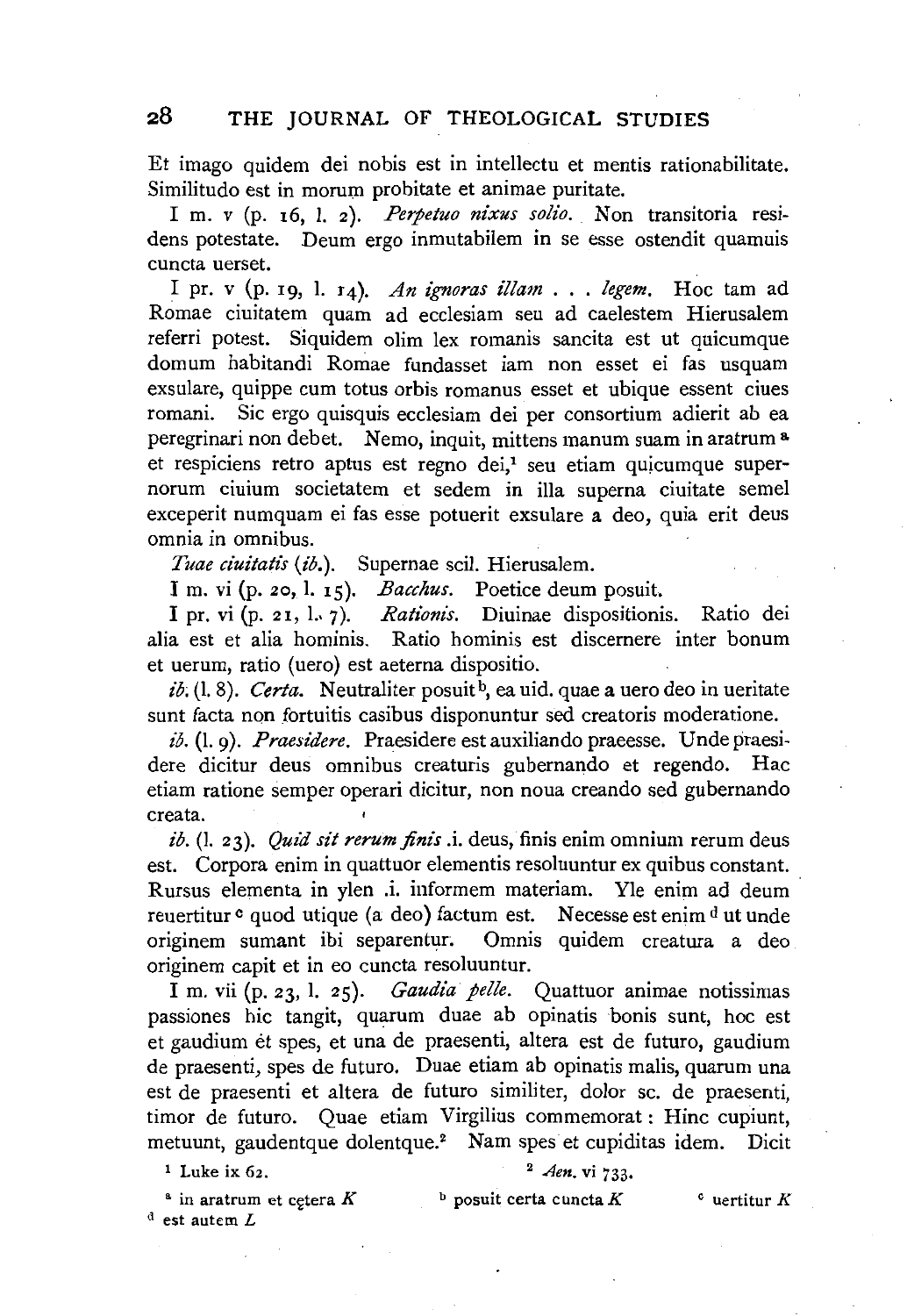Et imago quidem dei nobis est in intellectu et mentis rationabilitate. Similitudo est in morum probitate et animae puritate.

I m. v (p. 16, l. 2). *Perpetuo nixus solio.* Non transitoria residens potestate. Deum ergo inmutabilem in se esse ostendit quamuis cuncta uerset.

I pr. v (p. 19, l. 14). *An ignoras illam . . . legem.* Hoc tam ad Romae ciuitatem quam ad ecclesiam seu ad caelestem Hierusalem referri potest. Siquidem olim lex romanis sancita est ut quicumque domum habitandi Romae fundasset iam non esset ei fas usquam exsulare, quippe cum totus orbis romanus esset et ubique essent ciues romani. Sic ergo quisquis ecclesiam dei per consortium adierit ab ea peregrinari non debet. Nemo, inquit, mittens manum suam in aratrum [a] et respiciens retro aptus est regno dei,[1] seu etiam quicumque supernorum ciuium societatem et sedem in illa superna ciuitate semel exceperit numquam ei fas esse potuerit exsulare a deo, quia erit deus omnia in omnibus.

*Tuae ciuitatis* (*ib.*). Supernae scil. Hierusalem.

I m. vi (p. 20, l. 15). *Bacchus.* Poetice deum posuit.

I pr. vi (p. 21, l. 7). *Rationis.* Diuinae dispositionis. Ratio dei alia est et alia hominis. Ratio hominis est discernere inter bonum et uerum, ratio (uero) est aeterna dispositio.

*ib.* (l. 8). *Certa.* Neutraliter posuit [b], ea uid. quae a uero deo in ueritate sunt facta non fortuitis casibus disponuntur sed creatoris moderatione.

*ib.* (l. 9). *Praesidere.* Praesidere est auxiliando praeesse. Unde praesidere dicitur deus omnibus creaturis gubernando et regendo. Hac etiam ratione semper operari dicitur, non noua creando sed gubernando creata.

*ib.* (l. 23). *Quid sit rerum finis* .i. deus, finis enim omnium rerum deus est. Corpora enim in quattuor elementis resoluuntur ex quibus constant. Rursus elementa in ylen .i. informem materiam. Yle enim ad deum reuertitur [c] quod utique (a deo) factum est. Necesse est enim [d] ut unde originem sumant ibi separentur. Omnis quidem creatura a deo originem capit et in eo cuncta resoluuntur.

I m. vii (p. 23, l. 25). *Gaudia pelle.* Quattuor animae notissimas passiones hic tangit, quarum duae ab opinatis bonis sunt, hoc est et gaudium et spes, et una de praesenti, altera est de futuro, gaudium de praesenti, spes de futuro. Duae etiam ab opinatis malis, quarum una est de praesenti et altera de futuro similiter, dolor sc. de praesenti, timor de futuro. Quae etiam Virgilius commemorat: Hinc cupiunt, metuunt, gaudentque dolentque.[2] Nam spes et cupiditas idem. Dicit

[1] Luke ix 62.

[2] *Aen.* vi 733.

[a] in aratrum et cetera *K*

[b] posuit certa cuncta *K*

[c] uertitur *K*

[d] est autem *L*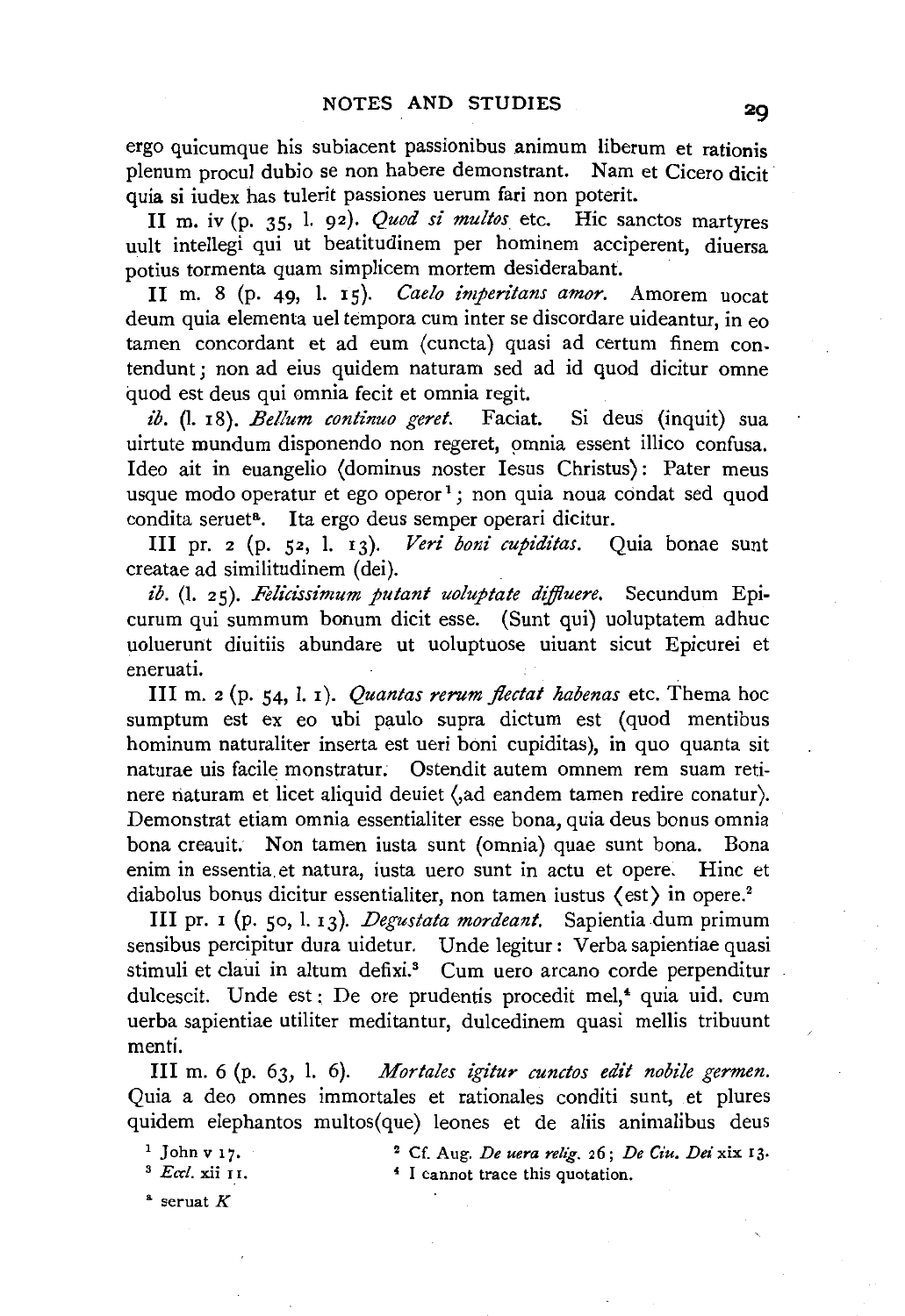ergo quicumque his subiacent passionibus animum liberum et rationis plenum procul dubio se non habere demonstrant. Nam et Cicero dicit quia si iudex has tulerit passiones uerum fari non poterit.

II m. iv (p. 35, l. 92). *Quod si multos* etc. Hic sanctos martyres uult intellegi qui ut beatitudinem per hominem acciperent, diuersa potius tormenta quam simplicem mortem desiderabant.

II m. 8 (p. 49, l. 15). *Caelo imperitans amor*. Amorem uocat deum quia elementa uel tempora cum inter se discordare uideantur, in eo tamen concordant et ad eum ⟨cuncta⟩ quasi ad certum finem contendunt; non ad eius quidem naturam sed ad id quod dicitur omne quod est deus qui omnia fecit et omnia regit.

*ib.* (l. 18). *Bellum continuo geret*. Faciat. Si deus (inquit) sua uirtute mundum disponendo non regeret, omnia essent illico confusa. Ideo ait in euangelio ⟨dominus noster Iesus Christus⟩: Pater meus usque modo operatur et ego operor[1]; non quia noua condat sed quod condita seruet[a]. Ita ergo deus semper operari dicitur.

III pr. 2 (p. 52, l. 13). *Veri boni cupiditas*. Quia bonae sunt creatae ad similitudinem ⟨dei⟩.

*ib.* (l. 25). *Felicissimum putant uoluptate diffluere*. Secundum Epicurum qui summum bonum dicit esse. ⟨Sunt qui⟩ uoluptatem adhuc uoluerunt diuitiis abundare ut uoluptuose uiuant sicut Epicurei et eneruati.

III m. 2 (p. 54, l. 1). *Quantas rerum flectat habenas* etc. Thema hoc sumptum est ex eo ubi paulo supra dictum est (quod mentibus hominum naturaliter inserta est ueri boni cupiditas), in quo quanta sit naturae uis facile monstratur. Ostendit autem omnem rem suam retinere naturam et licet aliquid deuiet ⟨,ad eandem tamen redire conatur⟩. Demonstrat etiam omnia essentialiter esse bona, quia deus bonus omnia bona creauit. Non tamen iusta sunt ⟨omnia⟩ quae sunt bona. Bona enim in essentia et natura, iusta uero sunt in actu et opere. Hinc et diabolus bonus dicitur essentialiter, non tamen iustus ⟨est⟩ in opere.[2]

III pr. 1 (p. 50, l. 13). *Degustata mordeant*. Sapientia dum primum sensibus percipitur dura uidetur. Unde legitur: Verba sapientiae quasi stimuli et claui in altum defixi.[3] Cum uero arcano corde perpenditur dulcescit. Unde est: De ore prudentis procedit mel,[4] quia uid. cum uerba sapientiae utiliter meditantur, dulcedinem quasi mellis tribuunt menti.

III m. 6 (p. 63, l. 6). *Mortales igitur cunctos edit nobile germen*. Quia a deo omnes immortales et rationales conditi sunt, et plures quidem elephantos multos(que) leones et de aliis animalibus deus

[1] John v 17.

[2] Cf. Aug. *De uera relig.* 26; *De Ciu. Dei* xix 13.

[3] *Eccl.* xii 11.

[4] I cannot trace this quotation.

[a] seruat *K*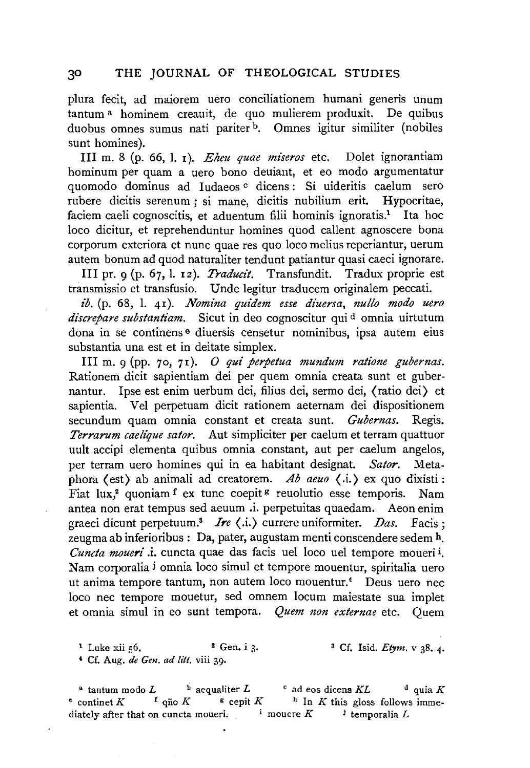plura fecit, ad maiorem uero conciliationem humani generis unum tantum [a] hominem creauit, de quo mulierem produxit. De quibus duobus omnes sumus nati pariter [b]. Omnes igitur similiter (nobiles sunt homines).

III m. 8 (p. 66, l. 1). *Eheu quae miseros* etc. Dolet ignorantiam hominum per quam a uero bono deuiant, et eo modo argumentatur quomodo dominus ad Iudaeos [c] dicens: Si uideritis caelum sero rubere dicitis serenum; si mane, dicitis nubilium erit. Hypocritae, faciem caeli cognoscitis, et aduentum filii hominis ignoratis.[1] Ita hoc loco dicitur, et reprehenduntur homines quod callent agnoscere bona corporum exteriora et nunc quae res quo loco melius reperiantur, uerum autem bonum ad quod naturaliter tendunt patiantur quasi caeci ignorare.

III pr. 9 (p. 67, l. 12). *Traducit.* Transfundit. Tradux proprie est transmissio et transfusio. Unde legitur traducem originalem peccati.

*ib.* (p. 68, l. 41). *Nomina quidem esse diuersa, nullo modo uero discrepare substantiam.* Sicut in deo cognoscitur qui [d] omnia uirtutum dona in se continens [e] diuersis censetur nominibus, ipsa autem eius substantia una est et in deitate simplex.

III m. 9 (pp. 70, 71). *O qui perpetua mundum ratione gubernas.* Rationem dicit sapientiam dei per quem omnia creata sunt et gubernantur. Ipse est enim uerbum dei, filius dei, sermo dei, ⟨ratio dei⟩ et sapientia. Vel perpetuam dicit rationem aeternam dei dispositionem secundum quam omnia constant et creata sunt. *Gubernas.* Regis. *Terrarum caelique sator.* Aut simpliciter per caelum et terram quattuor uult accipi elementa quibus omnia constant, aut per caelum angelos, per terram uero homines qui in ea habitant designat. *Sator.* Metaphora ⟨est⟩ ab animali ad creatorem. *Ab aeuo* ⟨.i.⟩ ex quo dixisti: Fiat lux,[2] quoniam [f] ex tunc coepit [g] reuolutio esse temporis. Nam antea non erat tempus sed aeuum .i. perpetuitas quaedam. Aeon enim graeci dicunt perpetuum.[3] *Ire* ⟨.i.⟩ currere uniformiter. *Das.* Facis; zeugma ab inferioribus: Da, pater, augustam menti conscendere sedem [h]. *Cuncta moueri* .i. cuncta quae das facis uel loco uel tempore moueri [i]. Nam corporalia [j] omnia loco simul et tempore mouentur, spiritalia uero ut anima tempore tantum, non autem loco mouentur.[4] Deus uero nec loco nec tempore mouetur, sed omnem locum maiestate sua implet et omnia simul in eo sunt tempora. *Quem non externae* etc. Quem

[1] Luke xii 56. [2] Gen. i 3. [3] Cf. Isid. *Etym.* v 38. 4.
[4] Cf. Aug. *de Gen. ad litt.* viii 39.

[a] tantum modo *L* [b] aequaliter *L* [c] ad eos dicens *KL* [d] quia *K* [e] continet *K* [f] q̄no *K* [g] cepit *K* [h] In *K* this gloss follows immediately after that on cuncta moueri. [i] mouere *K* [j] temporalia *L*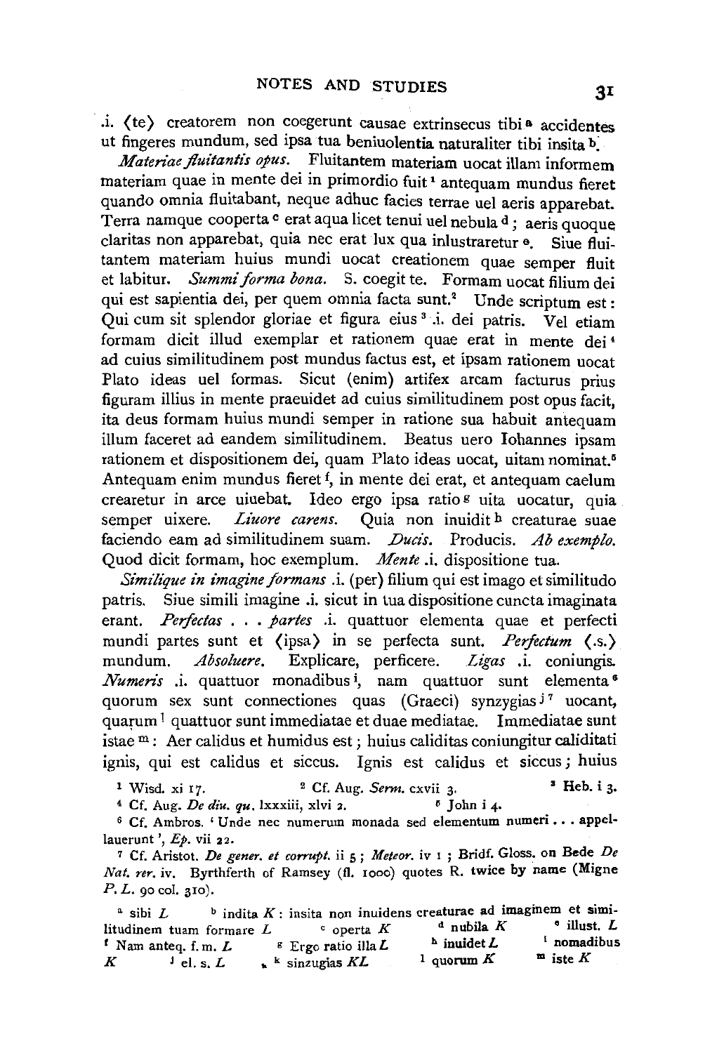.i. ⟨te⟩ creatorem non coegerunt causae extrinsecus tibi [a] accidentes ut fingeres mundum, sed ipsa tua beniuolentia naturaliter tibi insita [b].

*Materiae fluitantis opus.* Fluitantem materiam uocat illam informem materiam quae in mente dei in primordio fuit [1] antequam mundus fieret quando omnia fluitabant, neque adhuc facies terrae uel aeris apparebat. Terra namque cooperta [c] erat aqua licet tenui uel nebula [d]; aeris quoque claritas non apparebat, quia nec erat lux qua inlustraretur [e]. Siue fluitantem materiam huius mundi uocat creationem quae semper fluit et labitur. *Summi forma bona.* S. coegit te. Formam uocat filium dei qui est sapientia dei, per quem omnia facta sunt.[2] Unde scriptum est: Qui cum sit splendor gloriae et figura eius [3] .i. dei patris. Vel etiam formam dicit illud exemplar et rationem quae erat in mente dei [4] ad cuius similitudinem post mundus factus est, et ipsam rationem uocat Plato ideas uel formas. Sicut (enim) artifex arcam facturus prius figuram illius in mente praeuidet ad cuius similitudinem post opus facit, ita deus formam huius mundi semper in ratione sua habuit antequam illum faceret ad eandem similitudinem. Beatus uero Iohannes ipsam rationem et dispositionem dei, quam Plato ideas uocat, uitam nominat.[5] Antequam enim mundus fieret [f], in mente dei erat, et antequam caelum crearetur in arce uiuebat. Ideo ergo ipsa ratio [g] uita uocatur, quia semper uixere. *Liuore carens.* Quia non inuidit [h] creaturae suae faciendo eam ad similitudinem suam. *Ducis.* Producis. *Ab exemplo.* Quod dicit formam, hoc exemplum. *Mente* .i. dispositione tua.

*Similique in imagine formans* .i. (per) filium qui est imago et similitudo patris. Siue simili imagine .i. sicut in tua dispositione cuncta imaginata erant. *Perfectas . . . partes* .i. quattuor elementa quae et perfecti mundi partes sunt et ⟨ipsa⟩ in se perfecta sunt. *Perfectum* ⟨.s.⟩ mundum. *Absoluere.* Explicare, perficere. *Ligas* .i. coniungis. *Numeris* .i. quattuor monadibus [i], nam quattuor sunt elementa [6] quorum sex sunt connectiones quas (Graeci) synzygias [j] [7] uocant, quarum [l] quattuor sunt immediatae et duae mediatae. Immediatae sunt istae [m]: Aer calidus et humidus est; huius caliditas coniungitur caliditati ignis, qui est calidus et siccus. Ignis est calidus et siccus; huius

[1] Wisd. xi 17. [2] Cf. Aug. *Serm.* cxvii 3. [3] Heb. i 3.

[4] Cf. Aug. *De diu. qu.* lxxxiii, xlvi 2. [5] John i 4.

[6] Cf. Ambros. 'Unde nec numerum monada sed elementum numeri . . . appellauerunt', *Ep.* vii 22.

[7] Cf. Aristot. *De gener. et corrupt.* ii 5; *Meteor.* iv 1; Bridf. Gloss. on Bede *De Nat. rer.* iv. Byrthferth of Ramsey (fl. 1000) quotes R. twice by name (Migne *P. L.* 90 col. 310).

[a] sibi *L* [b] indita *K*: insita non inuidens creaturae ad imaginem et similitudinem tuam formare *L* [c] operta *K* [d] nubila *K* [e] illust. *L* [f] Nam anteq. f. m. *L* [g] Ergo ratio illa *L* [h] inuidet *L* [i] nomadibus *K* [j] el. s. *L* [k] sinzugias *KL* [l] quorum *K* [m] iste *K*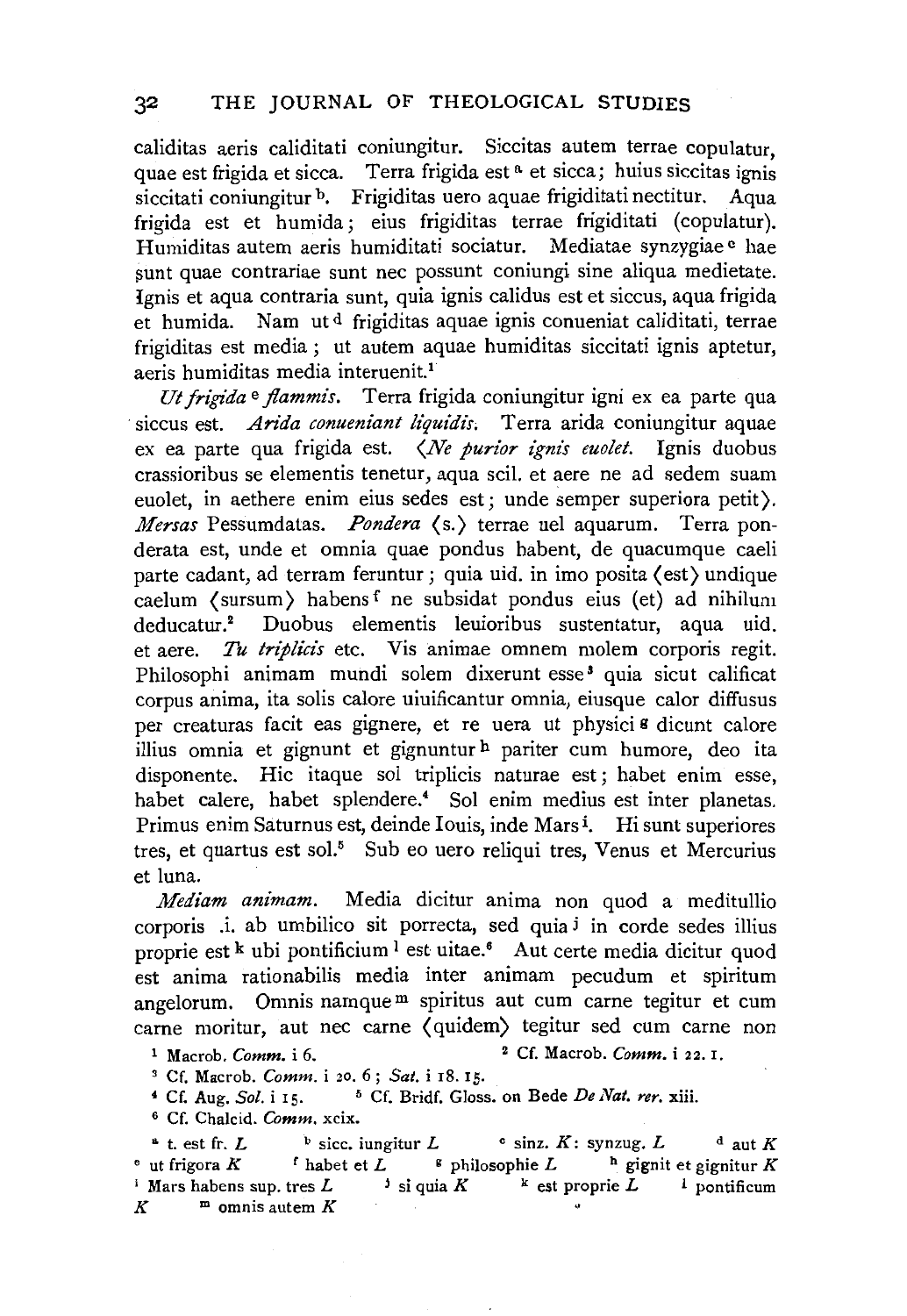caliditas aeris caliditati coniungitur. Siccitas autem terrae copulatur, quae est frigida et sicca. Terra frigida est[a] et sicca; huius siccitas ignis siccitati coniungitur[b]. Frigiditas uero aquae frigiditati nectitur. Aqua frigida est et humida; eius frigiditas terrae frigiditati (copulatur). Humiditas autem aeris humiditati sociatur. Mediatae synzygiae[c] hae sunt quae contrariae sunt nec possunt coniungi sine aliqua medietate. Ignis et aqua contraria sunt, quia ignis calidus est et siccus, aqua frigida et humida. Nam ut[d] frigiditas aquae ignis conueniat caliditati, terrae frigiditas est media; ut autem aquae humiditas siccitati ignis aptetur, aeris humiditas media interuenit.[1]

*Ut frigida*[e] *flammis*. Terra frigida coniungitur igni ex ea parte qua siccus est. *Arida conueniant liquidis*. Terra arida coniungitur aquae ex ea parte qua frigida est. ⟨*Ne purior ignis euolet*. Ignis duobus crassioribus se elementis tenetur, aqua scil. et aere ne ad sedem suam euolet, in aethere enim eius sedes est; unde semper superiora petit⟩. *Mersas* Pessumdatas. *Pondera* ⟨s.⟩ terrae uel aquarum. Terra ponderata est, unde et omnia quae pondus habent, de quacumque caeli parte cadant, ad terram feruntur; quia uid. in imo posita ⟨est⟩ undique caelum ⟨sursum⟩ habens[f] ne subsidat pondus eius (et) ad nihilum deducatur.[2] Duobus elementis leuioribus sustentatur, aqua uid. et aere. *Tu triplicis* etc. Vis animae omnem molem corporis regit. Philosophi animam mundi solem dixerunt esse[3] quia sicut calificat corpus anima, ita solis calore uiuificantur omnia, eiusque calor diffusus per creaturas facit eas gignere, et re uera ut physici[g] dicunt calore illius omnia et gignunt et gignuntur[h] pariter cum humore, deo ita disponente. Hic itaque sol triplicis naturae est; habet enim esse, habet calere, habet splendere.[4] Sol enim medius est inter planetas. Primus enim Saturnus est, deinde Iouis, inde Mars[i]. Hi sunt superiores tres, et quartus est sol.[5] Sub eo uero reliqui tres, Venus et Mercurius et luna.

*Mediam animam*. Media dicitur anima non quod a meditullio corporis .i. ab umbilico sit porrecta, sed quia[j] in corde sedes illius proprie est[k] ubi pontificium[l] est uitae.[6] Aut certe media dicitur quod est anima rationabilis media inter animam pecudum et spiritum angelorum. Omnis namque[m] spiritus aut cum carne tegitur et cum carne moritur, aut nec carne ⟨quidem⟩ tegitur sed cum carne non

---

[1] Macrob. *Comm.* i 6. [2] Cf. Macrob. *Comm.* i 22. 1.

[3] Cf. Macrob. *Comm.* i 20. 6; *Sat.* i 18. 15.

[4] Cf. Aug. *Sol.* i 15. [5] Cf. Bridf. Gloss. on Bede *De Nat. rer.* xiii.

[6] Cf. Chalcid. *Comm.* xcix.

[a] t. est fr. *L* [b] sicc. iungitur *L* [c] sinz. *K*: synzug. *L* [d] aut *K* [e] ut frigora *K* [f] habet et *L* [g] philosophie *L* [h] gignit et gignitur *K* [i] Mars habens sup. tres *L* [j] si quia *K* [k] est proprie *L* [l] pontificum *K* [m] omnis autem *K*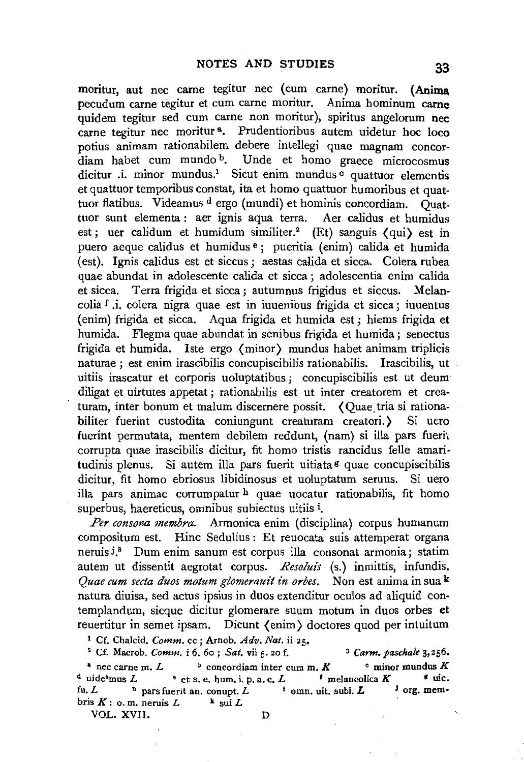moritur, aut nec carne tegitur nec (cum carne) moritur. (**Anima** pecudum carne tegitur et cum carne moritur. Anima hominum carne quidem tegitur sed cum carne non moritur), spiritus angelorum nec carne tegitur nec moritur [a]. Prudentioribus autem uidetur hoc loco potius animam rationabilem debere intellegi quae magnam concordiam habet cum mundo [b]. Unde et homo graece microcosmus dicitur .i. minor mundus.[1] Sicut enim mundus [c] quattuor elementis et quattuor temporibus constat, ita et homo quattuor humoribus et quattuor flatibus. Videamus [d] ergo (mundi) et hominis concordiam. Quattuor sunt elementa: aer ignis aqua terra. Aer calidus et humidus est; uer calidum et humidum similiter.[2] (Et) sanguis ⟨qui⟩ est in puero aeque calidus et humidus [e]; pueritia (enim) calida et humida (est). Ignis calidus est et siccus; aestas calida et sicca. Colera rubea quae abundat in adolescente calida et sicca; adolescentia enim calida et sicca. Terra frigida et sicca; autumnus frigidus et siccus. Melancolia [f] .i. colera nigra quae est in iuuenibus frigida et sicca; iuuentus (enim) frigida et sicca. Aqua frigida et humida est; hiems frigida et humida. Flegma quae abundat in senibus frigida et humida; senectus frigida et humida. Iste ergo ⟨minor⟩ mundus habet animam triplicis naturae; est enim irascibilis concupiscibilis rationabilis. Irascibilis, ut uitiis irascatur et corporis uoluptatibus; concupiscibilis est ut deum diligat et uirtutes appetat; rationabilis est ut inter creatorem et creaturam, inter bonum et malum discernere possit. ⟨Quae tria si rationabiliter fuerint custodita coniungunt creaturam creatori.⟩ Si uero fuerint permutata, mentem debilem reddunt, (nam) si illa pars fuerit corrupta quae irascibilis dicitur, fit homo tristis rancidus felle amaritudinis plenus. Si autem illa pars fuerit uitiata [g] quae concupiscibilis dicitur, fit homo ebriosus libidinosus et uoluptatum seruus. Si uero illa pars animae corrumpatur [h] quae uocatur rationabilis, fit homo superbus, haereticus, omnibus subiectus uitiis [i].

*Per consona membra.* Armonica enim (disciplina) corpus humanum compositum est. Hinc Sedulius: Et reuocata suis attemperat organa neruis [j].[3] Dum enim sanum est corpus illa consonat armonia; statim autem ut dissentit aegrotat corpus. *Resoluis* (s.) inmittis, infundis. *Quae cum secta duos motum glomerauit in orbes.* Non est anima in sua [k] natura diuisa, sed actus ipsius in duos extenditur oculos ad aliquid contemplandum, sicque dicitur glomerare suum motum in duos orbes et reuertitur in semet ipsam. Dicunt ⟨enim⟩ doctores quod per intuitum

[1] Cf. Chalcid. *Comm.* cc; Arnob. *Adv. Nat.* ii 25.

[2] Cf. Macrob. *Comm.* i 6. 60; *Sat.* vii 5. 20 f.

[3] *Carm. paschale* 3,256.

[a] nec carne m. *L* [b] concordiam inter cum m. *K* [c] minor mundus *K* [d] uide[a]mus *L* [e] et s. e. hum. i. p. a. c. *L* [f] melancolica *K* [g] uic. fu. *L* [h] pars fuerit an. conupt. *L* [i] omn. uit. subi. *L* [j] org. membris *K*: o. m. neruis *L* [k] sui *L*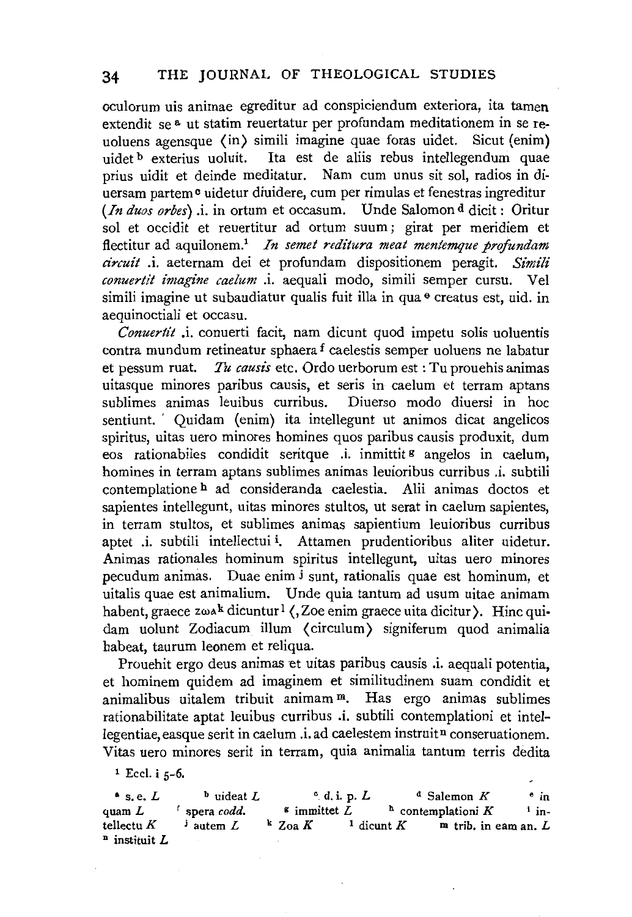oculorum uis animae egreditur ad conspiciendum exteriora, ita tamen extendit se[a] ut statim reuertatur per profundam meditationem in se reuoluens agensque ⟨in⟩ simili imagine quae foras uidet. Sicut (enim) uidet[b] exterius uoluit. Ita est de aliis rebus intellegendum quae prius uidit et deinde meditatur. Nam cum unus sit sol, radios in diuersam partem[c] uidetur diuidere, cum per rimulas et fenestras ingreditur (*In duos orbes*) .i. in ortum et occasum. Unde Salomon[d] dicit: Oritur sol et occidit et reuertitur ad ortum suum; girat per meridiem et flectitur ad aquilonem.[1] *In semet reditura meat mentemque profundam circuit* .i. aeternam dei et profundam dispositionem peragit. *Simili conuertit imagine caelum* .i. aequali modo, simili semper cursu. Vel simili imagine ut subaudiatur qualis fuit illa in qua[e] creatus est, uid. in aequinoctiali et occasu.

*Conuertit* .i. conuerti facit, nam dicunt quod impetu solis uoluentis contra mundum retineatur sphaera[f] caelestis semper uoluens ne labatur et pessum ruat. *Tu causis* etc. Ordo uerborum est: Tu prouehis animas uitasque minores paribus causis, et seris in caelum et terram aptans sublimes animas leuibus curribus. Diuerso modo diuersi in hoc sentiunt. Quidam (enim) ita intellegunt ut animos dicat angelicos spiritus, uitas uero minores homines quos paribus causis produxit, dum eos rationabiles condidit seritque .i. inmittit[g] angelos in caelum, homines in terram aptans sublimes animas leuioribus curribus .i. subtili contemplatione[h] ad consideranda caelestia. Alii animas doctos et sapientes intellegunt, uitas minores stultos, ut serat in caelum sapientes, in terram stultos, et sublimes animas sapientium leuioribus curribus aptet .i. subtili intellectui[i]. Attamen prudentioribus aliter uidetur. Animas rationales hominum spiritus intellegunt, uitas uero minores pecudum animas. Duae enim[j] sunt, rationalis quae est hominum, et uitalis quae est animalium. Unde quia tantum ad usum uitae animam habent, graece ζωα[k] dicuntur[l] ⟨, Zoe enim graece uita dicitur⟩. Hinc quidam uolunt Zodiacum illum ⟨circulum⟩ signiferum quod animalia habeat, taurum leonem et reliqua.

Prouehit ergo deus animas et uitas paribus causis .i. aequali potentia, et hominem quidem ad imaginem et similitudinem suam condidit et animalibus uitalem tribuit animam[m]. Has ergo animas sublimes rationabilitate aptat leuibus curribus .i. subtili contemplationi et intellegentiae, easque serit in caelum .i. ad caelestem instruit[n] conseruationem. Vitas uero minores serit in terram, quia animalia tantum terris dedita

[1] Eccl. i 5-6.

[a] s. e. *L* [b] uideat *L* [c] d. i. p. *L* [d] Salemon *K* [e] in quam *L* [f] spera *codd.* [g] immittet *L* [h] contemplationi *K* [i] intellectu *K* [j] autem *L* [k] Zoa *K* [l] dicunt *K* [m] trib. in eam an. *L* [n] instituit *L*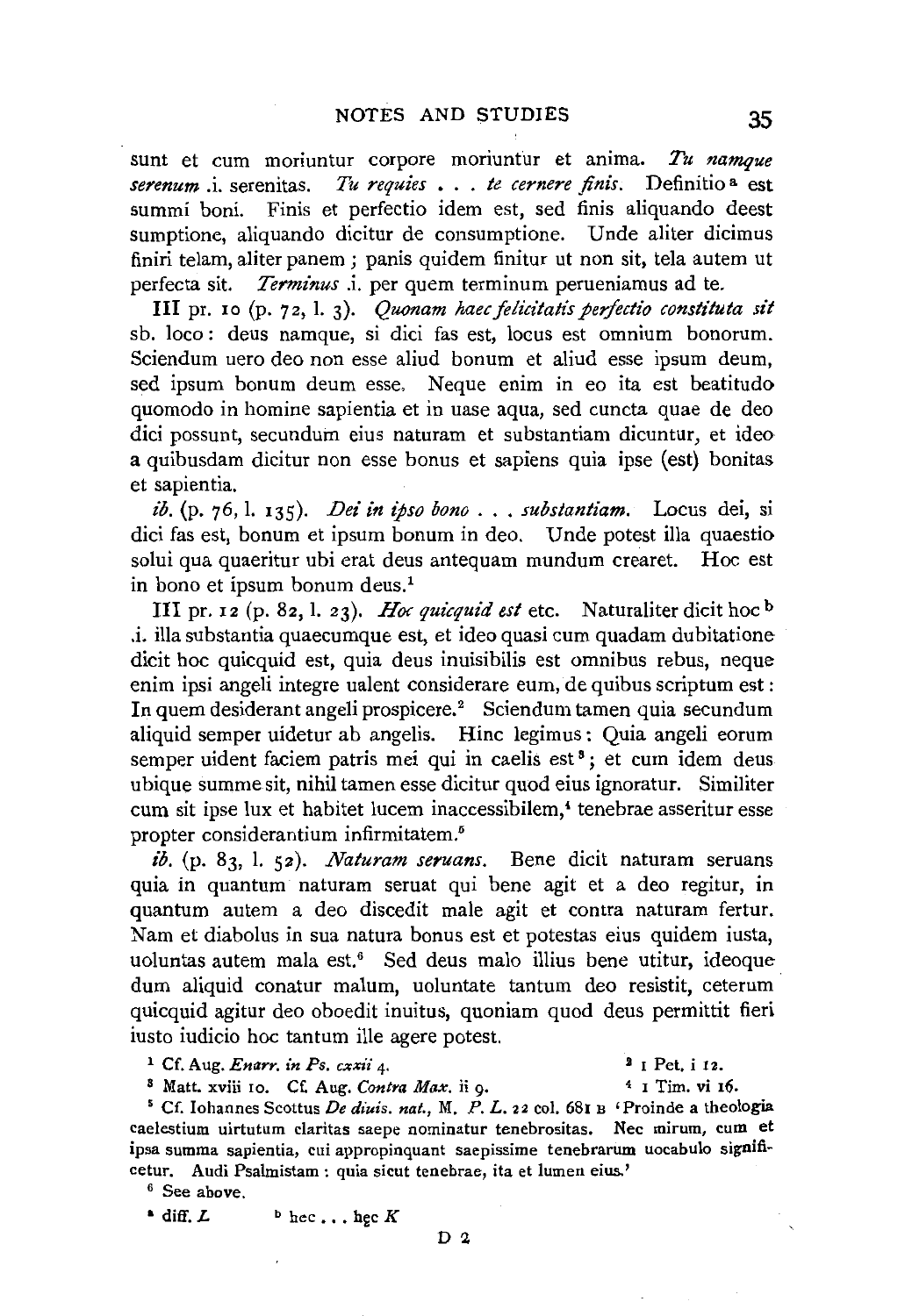sunt et cum moriuntur corpore moriuntur et anima. *Tu namque serenum* .i. serenitas. *Tu requies . . . te cernere finis*. Definitio[a] est summi boni. Finis et perfectio idem est, sed finis aliquando deest sumptione, aliquando dicitur de consumptione. Unde aliter dicimus finiri telam, aliter panem; panis quidem finitur ut non sit, tela autem ut perfecta sit. *Terminus* .i. per quem terminum perueniamus ad te.

III pr. 10 (p. 72, l. 3). *Quonam haec felicitatis perfectio constituta sit* sb. loco: deus namque, si dici fas est, locus est omnium bonorum. Sciendum uero deo non esse aliud bonum et aliud esse ipsum deum, sed ipsum bonum deum esse. Neque enim in eo ita est beatitudo quomodo in homine sapientia et in uase aqua, sed cuncta quae de deo dici possunt, secundum eius naturam et substantiam dicuntur, et ideo a quibusdam dicitur non esse bonus et sapiens quia ipse (est) bonitas et sapientia.

*ib.* (p. 76, l. 135). *Dei in ipso bono . . . substantiam*. Locus dei, si dici fas est, bonum et ipsum bonum in deo. Unde potest illa quaestio solui qua quaeritur ubi erat deus antequam mundum crearet. Hoc est in bono et ipsum bonum deus.[1]

III pr. 12 (p. 82, l. 23). *Hoc quicquid est* etc. Naturaliter dicit hoc[b] .i. illa substantia quaecumque est, et ideo quasi cum quadam dubitatione dicit hoc quicquid est, quia deus inuisibilis est omnibus rebus, neque enim ipsi angeli integre ualent considerare eum, de quibus scriptum est: In quem desiderant angeli prospicere.[2] Sciendum tamen quia secundum aliquid semper uidetur ab angelis. Hinc legimus: Quia angeli eorum semper uident faciem patris mei qui in caelis est[3]; et cum idem deus ubique summe sit, nihil tamen esse dicitur quod eius ignoratur. Similiter cum sit ipse lux et habitet lucem inaccessibilem,[4] tenebrae asseritur esse propter considerantium infirmitatem.[5]

*ib.* (p. 83, l. 52). *Naturam seruans*. Bene dicit naturam seruans quia in quantum naturam seruat qui bene agit et a deo regitur, in quantum autem a deo discedit male agit et contra naturam fertur. Nam et diabolus in sua natura bonus est et potestas eius quidem iusta, uoluntas autem mala est.[6] Sed deus malo illius bene utitur, ideoque dum aliquid conatur malum, uoluntate tantum deo resistit, ceterum quicquid agitur deo oboedit inuitus, quoniam quod deus permittit fieri iusto iudicio hoc tantum ille agere potest.

[1] Cf. Aug. *Enarr. in Ps. cxxii* 4.

[2] 1 Pet. i 12.

[3] Matt. xviii 10. Cf. Aug. *Contra Max.* ii 9.

[4] 1 Tim. vi 16.

[5] Cf. Iohannes Scottus *De diuis. nat.*, M. *P. L.* 22 col. 681 B 'Proinde a theologia caelestium uirtutum claritas saepe nominatur tenebrositas. Nec mirum, cum et ipsa summa sapientia, cui appropinquant saepissime tenebrarum uocabulo significetur. Audi Psalmistam: quia sicut tenebrae, ita et lumen eius.'

[6] See above.

[a] diff. *L*

[b] hec . . . hęc *K*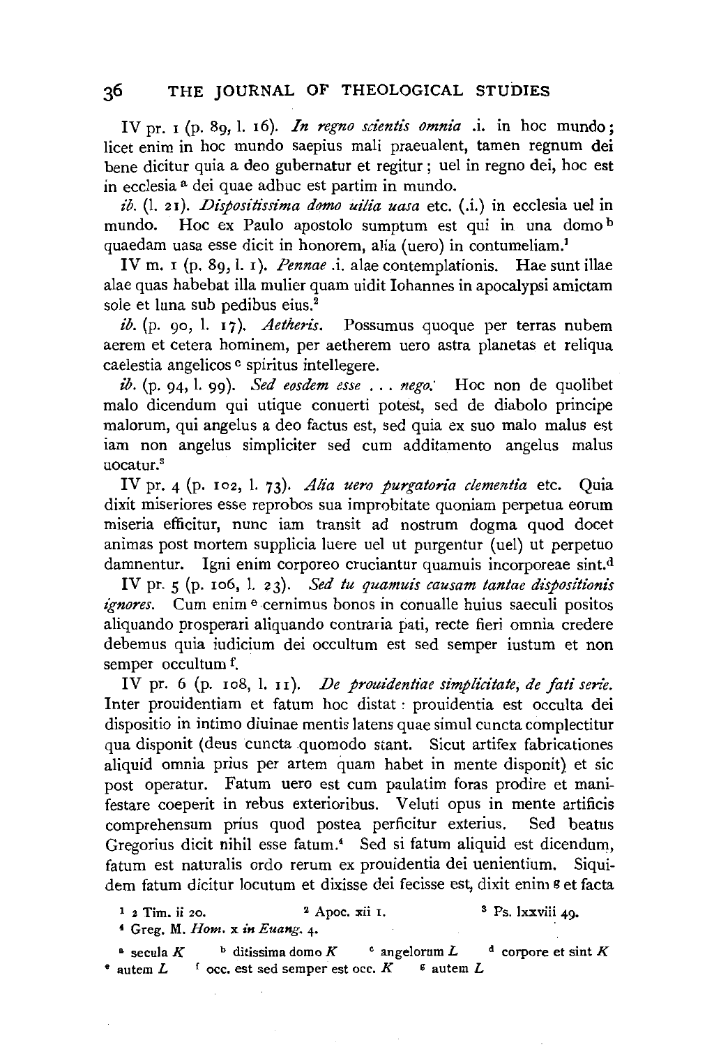IV pr. 1 (p. 89, l. 16). *In regno scientis omnia* .i. in hoc mundo; licet enim in hoc mundo saepius mali praeualent, tamen regnum dei bene dicitur quia a deo gubernatur et regitur; uel in regno dei, hoc est in ecclesia [a] dei quae adhuc est partim in mundo.

*ib.* (l. 21). *Dispositissima domo uilia uasa* etc. (.i.) in ecclesia uel in mundo. Hoc ex Paulo apostolo sumptum est qui in una domo [b] quaedam uasa esse dicit in honorem, alia (uero) in contumeliam.[1]

IV m. 1 (p. 89, l. 1). *Pennae* .i. alae contemplationis. Hae sunt illae alae quas habebat illa mulier quam uidit Iohannes in apocalypsi amictam sole et luna sub pedibus eius.[2]

*ib.* (p. 90, l. 17). *Aetheris.* Possumus quoque per terras nubem aerem et cetera hominem, per aetherem uero astra planetas et reliqua caelestia angelicos [c] spiritus intellegere.

*ib.* (p. 94, l. 99). *Sed eosdem esse . . . nego.* Hoc non de quolibet malo dicendum qui utique conuerti potest, sed de diabolo principe malorum, qui angelus a deo factus est, sed quia ex suo malo malus est iam non angelus simpliciter sed cum additamento angelus malus uocatur.[3]

IV pr. 4 (p. 102, l. 73). *Alia uero purgatoria clementia* etc. Quia dixit miseriores esse reprobos sua improbitate quoniam perpetua eorum miseria efficitur, nunc iam transit ad nostrum dogma quod docet animas post mortem supplicia luere uel ut purgentur (uel) ut perpetuo damnentur. Igni enim corporeo cruciantur quamuis incorporeae sint.[d]

IV pr. 5 (p. 106, l. 23). *Sed tu quamuis causam tantae dispositionis ignores.* Cum enim [e] cernimus bonos in conualle huius saeculi positos aliquando prosperari aliquando contraria pati, recte fieri omnia credere debemus quia iudicium dei occultum est sed semper iustum et non semper occultum [f].

IV pr. 6 (p. 108, l. 11). *De prouidentiae simplicitate, de fati serie.* Inter prouidentiam et fatum hoc distat: prouidentia est occulta dei dispositio in intimo diuinae mentis latens quae simul cuncta complectitur qua disponit (deus cuncta quomodo stant. Sicut artifex fabricationes aliquid omnia prius per artem quam habet in mente disponit) et sic post operatur. Fatum uero est cum paulatim foras prodire et manifestare coeperit in rebus exterioribus. Veluti opus in mente artificis comprehensum prius quod postea perficitur exterius. Sed beatus Gregorius dicit nihil esse fatum.[4] Sed si fatum aliquid est dicendum, fatum est naturalis ordo rerum ex prouidentia dei uenientium. Siquidem fatum dicitur locutum et dixisse dei fecisse est, dixit enim [g] et facta

---

[1] 2 Tim. ii 20. [2] Apoc. xii 1. [3] Ps. lxxviii 49.
[4] Greg. M. *Hom.* x *in Euang.* 4.

[a] secula *K* [b] ditissima domo *K* [c] angelorum *L* [d] corpore et sint *K*
[e] autem *L* [f] occ. est sed semper est occ. *K* [g] autem *L*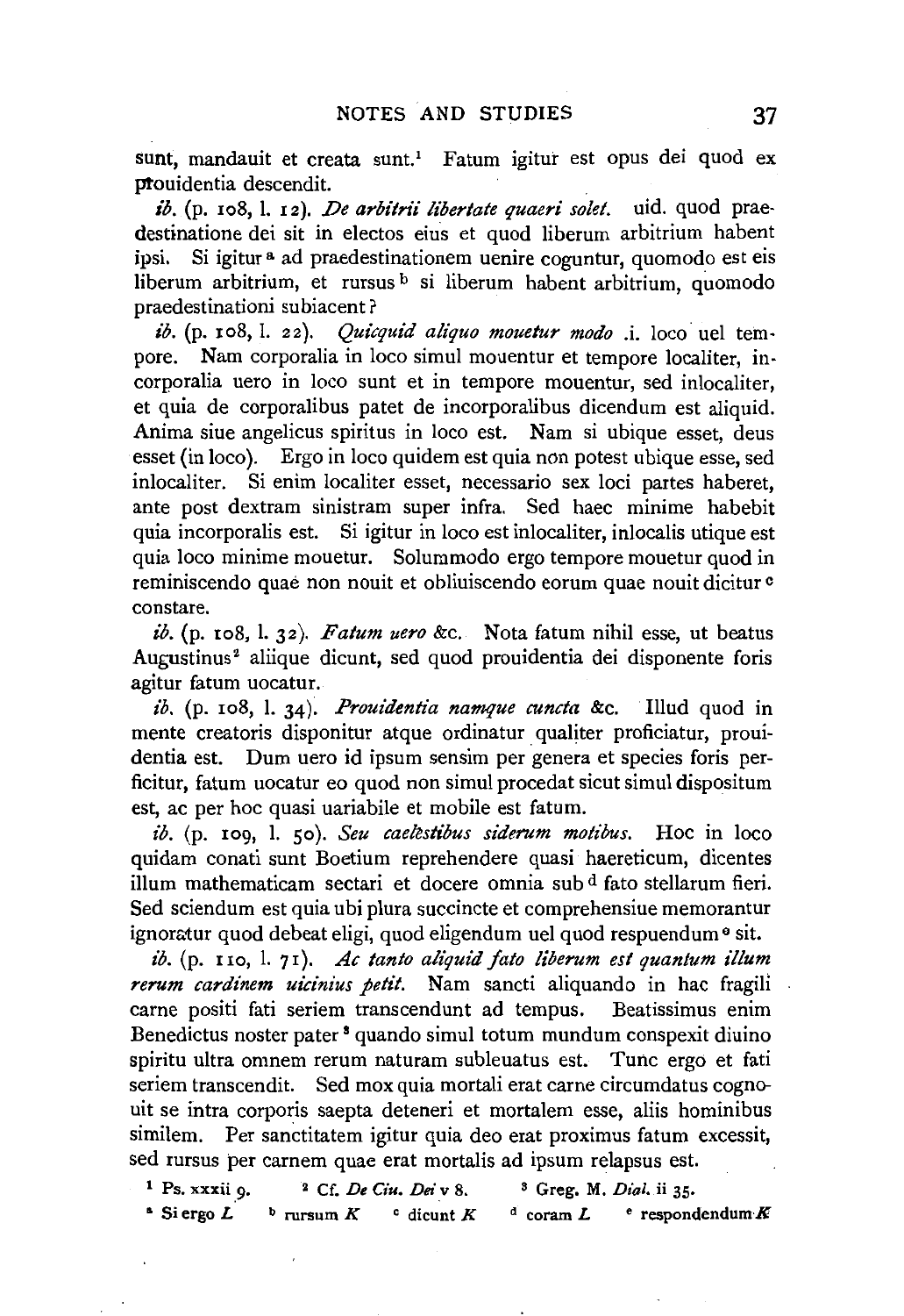sunt, mandauit et creata sunt.[1] Fatum igitur est opus dei quod ex prouidentia descendit.

*ib.* (p. 108, l. 12). *De arbitrii libertate quaeri solet.* uid. quod praedestinatione dei sit in electos eius et quod liberum arbitrium habent ipsi. Si igitur[a] ad praedestinationem uenire coguntur, quomodo est eis liberum arbitrium, et rursus[b] si liberum habent arbitrium, quomodo praedestinationi subiacent?

*ib.* (p. 108, l. 22). *Quicquid aliquo mouetur modo* .i. loco uel tempore. Nam corporalia in loco simul mouentur et tempore localiter, incorporalia uero in loco sunt et in tempore mouentur, sed inlocaliter, et quia de corporalibus patet de incorporalibus dicendum est aliquid. Anima siue angelicus spiritus in loco est. Nam si ubique esset, deus esset (in loco). Ergo in loco quidem est quia non potest ubique esse, sed inlocaliter. Si enim localiter esset, necessario sex loci partes haberet, ante post dextram sinistram super infra. Sed haec minime habebit quia incorporalis est. Si igitur in loco est inlocaliter, inlocalis utique est quia loco minime mouetur. Solummodo ergo tempore mouetur quod in reminiscendo quae non nouit et obliuiscendo eorum quae nouit dicitur[c] constare.

*ib.* (p. 108, l. 32). *Fatum uero* &c. Nota fatum nihil esse, ut beatus Augustinus[2] aliique dicunt, sed quod prouidentia dei disponente foris agitur fatum uocatur.

*ib.* (p. 108, l. 34). *Prouidentia namque cuncta* &c. Illud quod in mente creatoris disponitur atque ordinatur qualiter proficiatur, prouidentia est. Dum uero id ipsum sensim per genera et species foris perficitur, fatum uocatur eo quod non simul procedat sicut simul dispositum est, ac per hoc quasi uariabile et mobile est fatum.

*ib.* (p. 109, l. 50). *Seu caelestibus siderum motibus.* Hoc in loco quidam conati sunt Boetium reprehendere quasi haereticum, dicentes illum mathematicam sectari et docere omnia sub[d] fato stellarum fieri. Sed sciendum est quia ubi plura succincte et comprehensiue memorantur ignoratur quod debeat eligi, quod eligendum uel quod respuendum[e] sit.

*ib.* (p. 110, l. 71). *Ac tanto aliquid fato liberum est quantum illum rerum cardinem uicinius petit.* Nam sancti aliquando in hac fragili carne positi fati seriem transcendunt ad tempus. Beatissimus enim Benedictus noster pater[3] quando simul totum mundum conspexit diuino spiritu ultra omnem rerum naturam subleuatus est. Tunc ergo et fati seriem transcendit. Sed mox quia mortali erat carne circumdatus cognouit se intra corporis saepta deteneri et mortalem esse, aliis hominibus similem. Per sanctitatem igitur quia deo erat proximus fatum excessit, sed rursus per carnem quae erat mortalis ad ipsum relapsus est.

[1] Ps. xxxii 9. [2] Cf. *De Ciu. Dei* v 8. [3] Greg. M. *Dial.* ii 35.

[a] Si ergo *L* [b] rursum *K* [c] dicunt *K* [d] coram *L* [e] respondendum *K*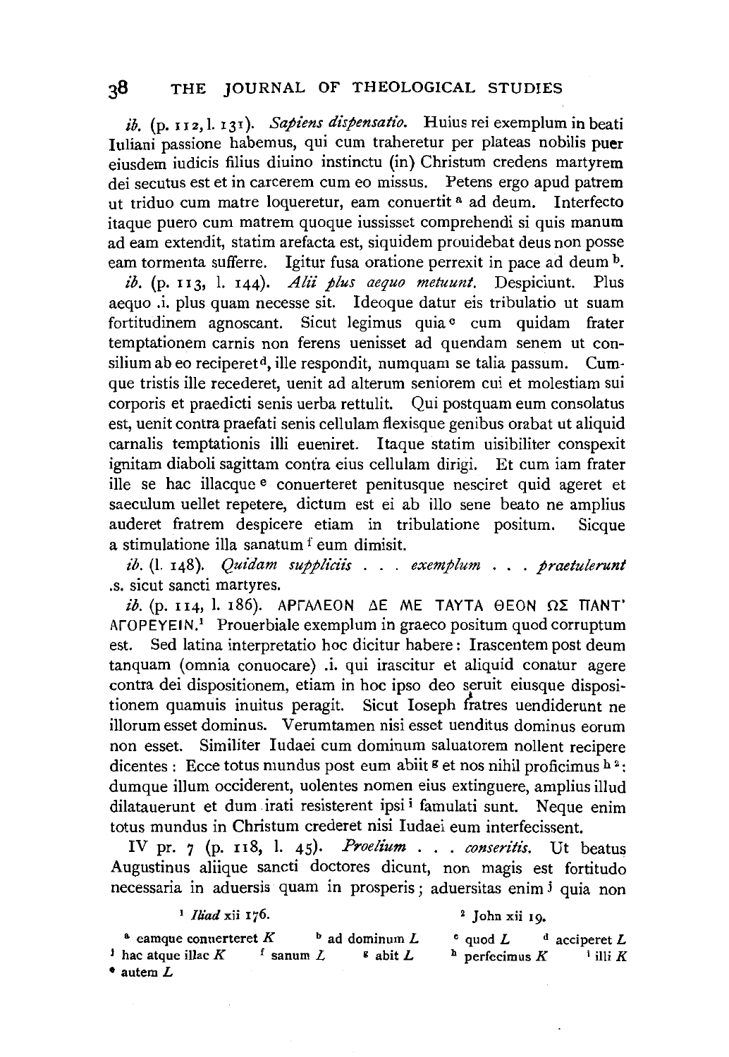*ib.* (p. 112, l. 131). *Sapiens dispensatio.* Huius rei exemplum in beati Iuliani passione habemus, qui cum traheretur per plateas nobilis puer eiusdem iudicis filius diuino instinctu (in) Christum credens martyrem dei secutus est et in carcerem cum eo missus. Petens ergo apud patrem ut triduo cum matre loqueretur, eam conuertit [a] ad deum. Interfecto itaque puero cum matrem quoque iussisset comprehendi si quis manum ad eam extendit, statim arefacta est, siquidem prouidebat deus non posse eam tormenta sufferre. Igitur fusa oratione perrexit in pace ad deum [b].

*ib.* (p. 113, l. 144). *Alii plus aequo metuunt.* Despiciunt. Plus aequo .i. plus quam necesse sit. Ideoque datur eis tribulatio ut suam fortitudinem agnoscant. Sicut legimus quia [c] cum quidam frater temptationem carnis non ferens uenisset ad quendam senem ut consilium ab eo reciperet [d], ille respondit, numquam se talia passum. Cumque tristis ille recederet, uenit ad alterum seniorem cui et molestiam sui corporis et praedicti senis uerba rettulit. Qui postquam eum consolatus est, uenit contra praefati senis cellulam flexisque genibus orabat ut aliquid carnalis temptationis illi eueniret. Itaque statim uisibiliter conspexit ignitam diaboli sagittam contra eius cellulam dirigi. Et cum iam frater ille se hac illacque [e] conuerteret penitusque nesciret quid ageret et saeculum uellet repetere, dictum est ei ab illo sene beato ne amplius auderet fratrem despicere etiam in tribulatione positum. Sicque a stimulatione illa sanatum [f] eum dimisit.

*ib.* (l. 148). *Quidam suppliciis . . . exemplum . . . praetulerunt* .s. sicut sancti martyres.

*ib.* (p. 114, l. 186). ΑΡΓΑΛΕΟΝ ΔΕ ΜΕ ΤΑΥΤΑ ΘΕΟΝ ΩΣ ΠΑΝΤ' ΑΓΟΡΕΥΕΙΝ.[1] Prouerbiale exemplum in graeco positum quod corruptum est. Sed latina interpretatio hoc dicitur habere: Irascentem post deum tanquam (omnia conuocare) .i. qui irascitur et aliquid conatur agere contra dei dispositionem, etiam in hoc ipso deo seruit eiusque dispositionem quamuis inuitus peragit. Sicut Ioseph fratres uendiderunt ne illorum esset dominus. Verumtamen nisi esset uenditus dominus eorum non esset. Similiter Iudaei cum dominum saluatorem nollent recipere dicentes: Ecce totus mundus post eum abiit [g] et nos nihil proficimus [h] [2]: dumque illum occiderent, uolentes nomen eius extinguere, amplius illud dilatauerunt et dum irati resisterent ipsi [i] famulati sunt. Neque enim totus mundus in Christum crederet nisi Iudaei eum interfecissent.

IV pr. 7 (p. 118, l. 45). *Proelium . . . conseritis.* Ut beatus Augustinus aliique sancti doctores dicunt, non magis est fortitudo necessaria in aduersis quam in prosperis; aduersitas enim [j] quia non

[1] *Iliad* xii 176.

[2] John xii 19.

[a] eamque conuerteret *K* [b] ad dominum *L* [c] quod *L* [d] acciperet *L* [e] hac atque illac *K* [f] sanum *L* [g] abit *L* [h] perfecimus *K* [i] illi *K* [j] autem *L*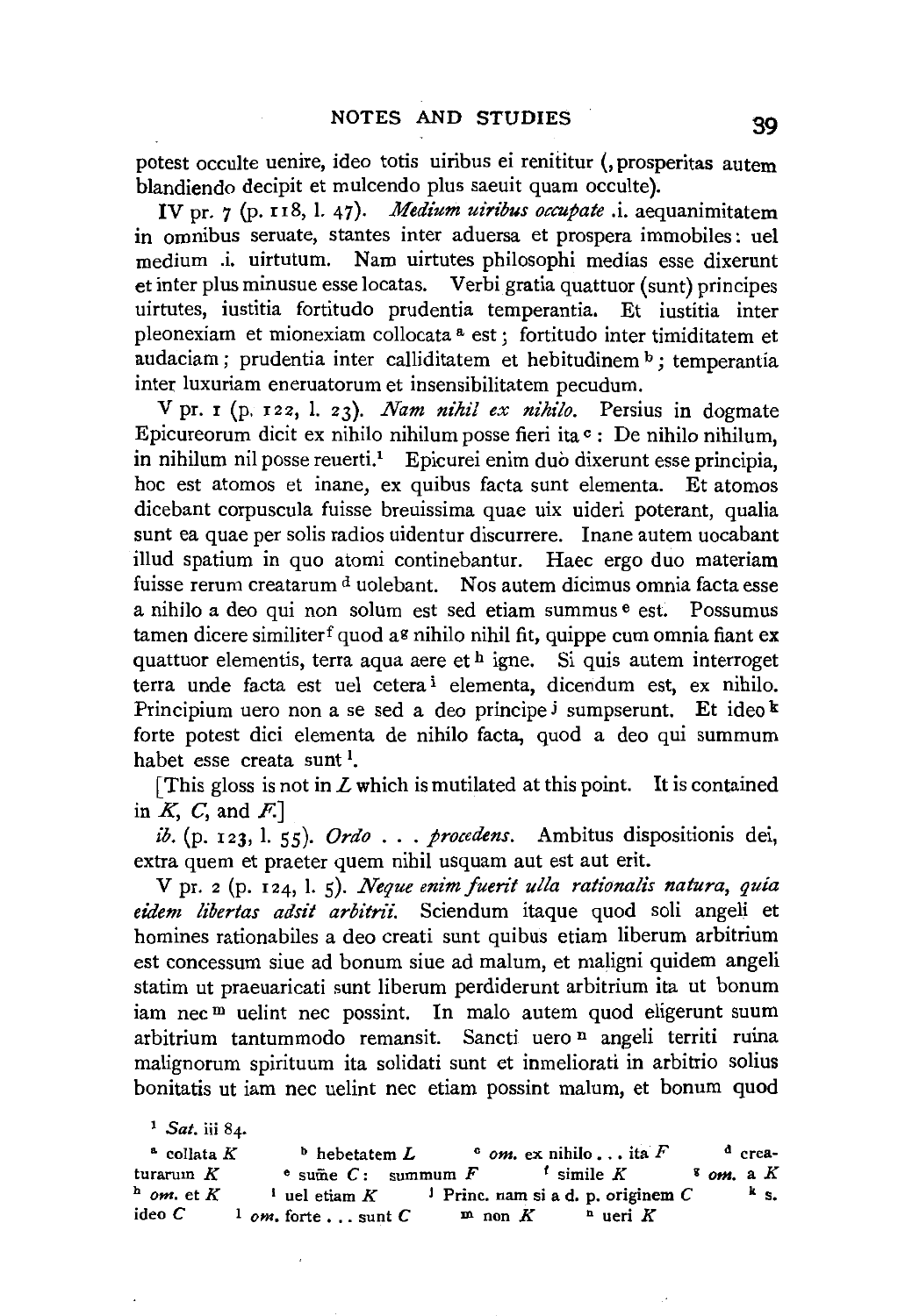potest occulte uenire, ideo totis uiribus ei renititur (, prosperitas autem blandiendo decipit et mulcendo plus saeuit quam occulte).

IV pr. 7 (p. 118, l. 47). *Medium uiribus occupate* .i. aequanimitatem in omnibus seruate, stantes inter aduersa et prospera immobiles: uel medium .i. uirtutum. Nam uirtutes philosophi medias esse dixerunt et inter plus minusue esse locatas. Verbi gratia quattuor (sunt) principes uirtutes, iustitia fortitudo prudentia temperantia. Et iustitia inter pleonexiam et mionexiam collocata [a] est; fortitudo inter timiditatem et audaciam; prudentia inter calliditatem et hebitudinem [b]; temperantia inter luxuriam eneruatorum et insensibilitatem pecudum.

V pr. 1 (p. 122, l. 23). *Nam nihil ex nihilo.* Persius in dogmate Epicureorum dicit ex nihilo nihilum posse fieri ita [c]: De nihilo nihilum, in nihilum nil posse reuerti.[1] Epicurei enim duo dixerunt esse principia, hoc est atomos et inane, ex quibus facta sunt elementa. Et atomos dicebant corpuscula fuisse breuissima quae uix uideri poterant, qualia sunt ea quae per solis radios uidentur discurrere. Inane autem uocabant illud spatium in quo atomi continebantur. Haec ergo duo materiam fuisse rerum creatarum [d] uolebant. Nos autem dicimus omnia facta esse a nihilo a deo qui non solum est sed etiam summus [e] est. Possumus tamen dicere similiter [f] quod a [g] nihilo nihil fit, quippe cum omnia fiant ex quattuor elementis, terra aqua aere et [h] igne. Si quis autem interroget terra unde facta est uel cetera [i] elementa, dicendum est, ex nihilo. Principium uero non a se sed a deo principe [j] sumpserunt. Et ideo [k] forte potest dici elementa de nihilo facta, quod a deo qui summum habet esse creata sunt [l].

[This gloss is not in *L* which is mutilated at this point. It is contained in *K*, *C*, and *F*.]

*ib.* (p. 123, l. 55). *Ordo . . . procedens.* Ambitus dispositionis dei, extra quem et praeter quem nihil usquam aut est aut erit.

V pr. 2 (p. 124, l. 5). *Neque enim fuerit ulla rationalis natura, quia eidem libertas adsit arbitrii.* Sciendum itaque quod soli angeli et homines rationabiles a deo creati sunt quibus etiam liberum arbitrium est concessum siue ad bonum siue ad malum, et maligni quidem angeli statim ut praeuaricati sunt liberum perdiderunt arbitrium ita ut bonum iam nec [m] uelint nec possint. In malo autem quod eligerunt suum arbitrium tantummodo remansit. Sancti uero [n] angeli territi ruina malignorum spirituum ita solidati sunt et inmeliorati in arbitrio solius bonitatis ut iam nec uelint nec etiam possint malum, et bonum quod

[1] *Sat.* iii 84.

[a] collata *K* [b] hebetatem *L* [c] *om.* ex nihilo . . . ita *F* [d] creaturarum *K* [e] sume *C*: summum *F* [f] simile *K* [g] *om.* a *K* [h] *om.* et *K* [i] uel etiam *K* [j] Princ. nam si a d. p. originem *C* [k] s. ideo *C* [l] *om.* forte . . . sunt *C* [m] non *K* [n] ueri *K*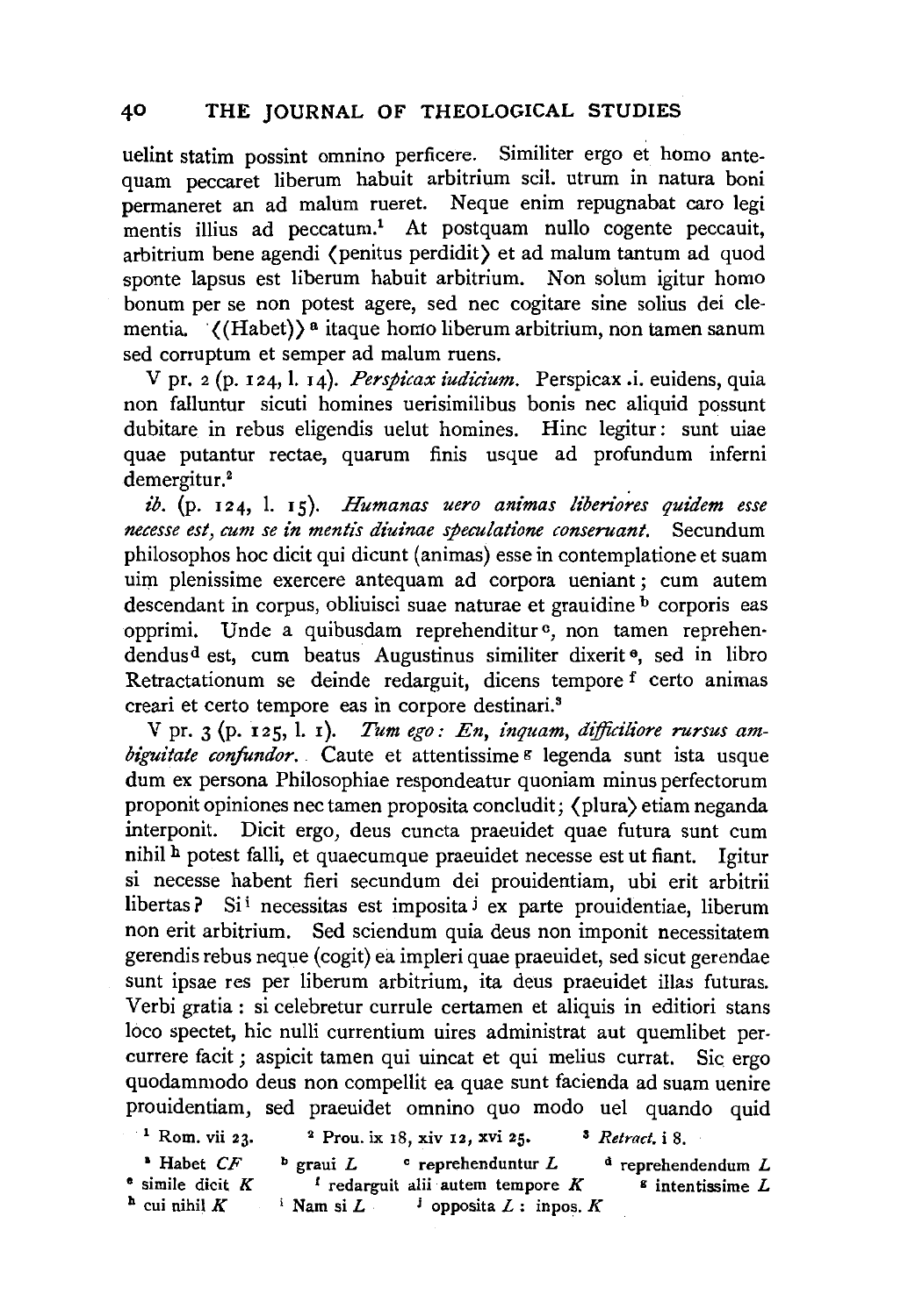uelint statim possint omnino perficere. Similiter ergo et homo antequam peccaret liberum habuit arbitrium scil. utrum in natura boni permaneret an ad malum rueret. Neque enim repugnabat caro legi mentis illius ad peccatum.[1] At postquam nullo cogente peccauit, arbitrium bene agendi ⟨penitus perdidit⟩ et ad malum tantum ad quod sponte lapsus est liberum habuit arbitrium. Non solum igitur homo bonum per se non potest agere, sed nec cogitare sine solius dei clementia. ⟨(Habet)⟩[a] itaque homo liberum arbitrium, non tamen sanum sed corruptum et semper ad malum ruens.

V pr. 2 (p. 124, l. 14). *Perspicax iudicium.* Perspicax .i. euidens, quia non falluntur sicuti homines uerisimilibus bonis nec aliquid possunt dubitare in rebus eligendis uelut homines. Hinc legitur: sunt uiae quae putantur rectae, quarum finis usque ad profundum inferni demergitur.[2]

*ib.* (p. 124, l. 15). *Humanas uero animas liberiores quidem esse necesse est, cum se in mentis diuinae speculatione conseruant.* Secundum philosophos hoc dicit qui dicunt (animas) esse in contemplatione et suam uim plenissime exercere antequam ad corpora ueniant; cum autem descendant in corpus, obliuisci suae naturae et grauidine[b] corporis eas opprimi. Unde a quibusdam reprehenditur[c], non tamen reprehendendus[d] est, cum beatus Augustinus similiter dixerit[e], sed in libro Retractationum se deinde redarguit, dicens tempore[f] certo animas creari et certo tempore eas in corpore destinari.[3]

V pr. 3 (p. 125, l. 1). *Tum ego: En, inquam, difficiliore rursus ambiguitate confundor.* Caute et attentissime[g] legenda sunt ista usque dum ex persona Philosophiae respondeatur quoniam minus perfectorum proponit opiniones nec tamen proposita concludit; ⟨plura⟩ etiam neganda interponit. Dicit ergo, deus cuncta praeuidet quae futura sunt cum nihil[h] potest falli, et quaecumque praeuidet necesse est ut fiant. Igitur si necesse habent fieri secundum dei prouidentiam, ubi erit arbitrii libertas? Si[i] necessitas est imposita[j] ex parte prouidentiae, liberum non erit arbitrium. Sed sciendum quia deus non imponit necessitatem gerendis rebus neque (cogit) ea impleri quae praeuidet, sed sicut gerendae sunt ipsae res per liberum arbitrium, ita deus praeuidet illas futuras. Verbi gratia: si celebretur currule certamen et aliquis in editiori stans loco spectet, hic nulli currentium uires administrat aut quemlibet percurrere facit; aspicit tamen qui uincat et qui melius currat. Sic ergo quodammodo deus non compellit ea quae sunt facienda ad suam uenire prouidentiam, sed praeuidet omnino quo modo uel quando quid

[1] Rom. vii 23. [2] Prou. ix 18, xiv 12, xvi 25. [3] *Retract.* i 8.

[a] Habet *CF* [b] graui *L* [c] reprehenduntur *L* [d] reprehendendum *L* [e] simile dicit *K* [f] redarguit alii autem tempore *K* [g] intentissime *L* [h] cui nihil *K* [i] Nam si *L* [j] opposita *L*: inpos. *K*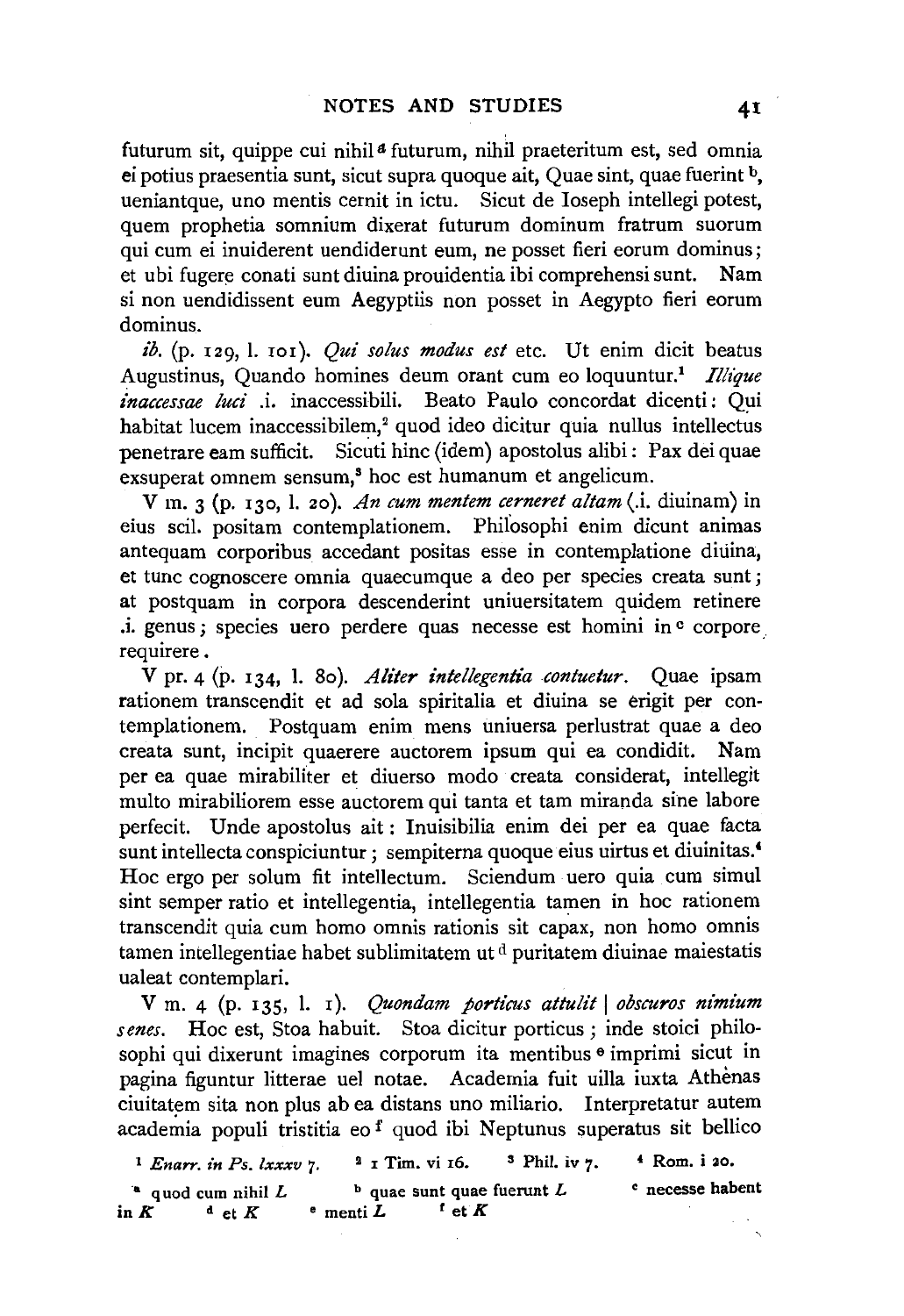futurum sit, quippe cui nihil[a] futurum, nihil praeteritum est, sed omnia ei potius praesentia sunt, sicut supra quoque ait, Quae sint, quae fuerint[b], ueniantque, uno mentis cernit in ictu. Sicut de Ioseph intellegi potest, quem prophetia somnium dixerat futurum dominum fratrum suorum qui cum ei inuiderent uendiderunt eum, ne posset fieri eorum dominus; et ubi fugere conati sunt diuina prouidentia ibi comprehensi sunt. Nam si non uendidissent eum Aegyptiis non posset in Aegypto fieri eorum dominus.

*ib.* (p. 129, l. 101). *Qui solus modus est* etc. Ut enim dicit beatus Augustinus, Quando homines deum orant cum eo loquuntur.[1] *Illique inaccessae luci* .i. inaccessibili. Beato Paulo concordat dicenti: Qui habitat lucem inaccessibilem,[2] quod ideo dicitur quia nullus intellectus penetrare eam sufficit. Sicuti hinc (idem) apostolus alibi: Pax dei quae exsuperat omnem sensum,[3] hoc est humanum et angelicum.

V m. 3 (p. 130, l. 20). *An cum mentem cerneret altam* (.i. diuinam) in eius scil. positam contemplationem. Philosophi enim dicunt animas antequam corporibus accedant positas esse in contemplatione diuina, et tunc cognoscere omnia quaecumque a deo per species creata sunt; at postquam in corpora descenderint uniuersitatem quidem retinere .i. genus; species uero perdere quas necesse est homini in[c] corpore requirere.

V pr. 4 (p. 134, l. 80). *Aliter intellegentia contuetur*. Quae ipsam rationem transcendit et ad sola spiritalia et diuina se erigit per contemplationem. Postquam enim mens uniuersa perlustrat quae a deo creata sunt, incipit quaerere auctorem ipsum qui ea condidit. Nam per ea quae mirabiliter et diuerso modo creata considerat, intellegit multo mirabiliorem esse auctorem qui tanta et tam miranda sine labore perfecit. Unde apostolus ait: Inuisibilia enim dei per ea quae facta sunt intellecta conspiciuntur; sempiterna quoque eius uirtus et diuinitas.[4] Hoc ergo per solum fit intellectum. Sciendum uero quia cum simul sint semper ratio et intellegentia, intellegentia tamen in hoc rationem transcendit quia cum homo omnis rationis sit capax, non homo omnis tamen intellegentiae habet sublimitatem ut[d] puritatem diuinae maiestatis ualeat contemplari.

V m. 4 (p. 135, l. 1). *Quondam porticus attulit | obscuros nimium senes*. Hoc est, Stoa habuit. Stoa dicitur porticus; inde stoici philosophi qui dixerunt imagines corporum ita mentibus[e] imprimi sicut in pagina figuntur litterae uel notae. Academia fuit uilla iuxta Athènas ciuitatem sita non plus ab ea distans uno miliario. Interpretatur autem academia populi tristitia eo[f] quod ibi Neptunus superatus sit bellico

[1] *Enarr. in Ps. lxxxv* 7. [2] 1 Tim. vi 16. [3] Phil. iv 7. [4] Rom. i 20.

[a] quod cum nihil *L* [b] quae sunt quae fuerunt *L* [c] necesse habent in *K* [d] et *K* [e] menti *L* [f] et *K*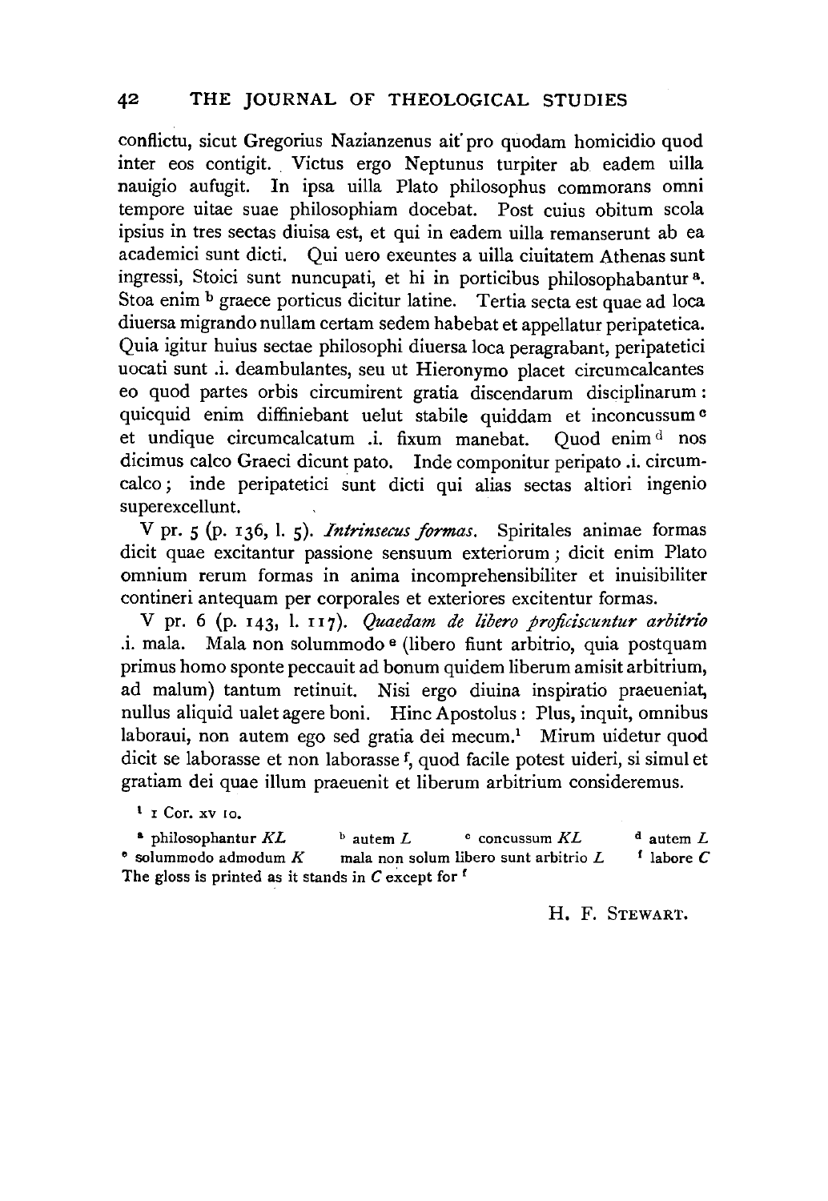conflictu, sicut Gregorius Nazianzenus ait pro quodam homicidio quod inter eos contigit. Victus ergo Neptunus turpiter ab eadem uilla nauigio aufugit. In ipsa uilla Plato philosophus commorans omni tempore uitae suae philosophiam docebat. Post cuius obitum scola ipsius in tres sectas diuisa est, et qui in eadem uilla remanserunt ab ea academici sunt dicti. Qui uero exeuntes a uilla ciuitatem Athenas sunt ingressi, Stoici sunt nuncupati, et hi in porticibus philosophabantur [a]. Stoa enim [b] graece porticus dicitur latine. Tertia secta est quae ad loca diuersa migrando nullam certam sedem habebat et appellatur peripatetica. Quia igitur huius sectae philosophi diuersa loca peragrabant, peripatetici uocati sunt .i. deambulantes, seu ut Hieronymo placet circumcalcantes eo quod partes orbis circumirent gratia discendarum disciplinarum: quicquid enim diffiniebant uelut stabile quiddam et inconcussum [c] et undique circumcalcatum .i. fixum manebat. Quod enim [d] nos dicimus calco Graeci dicunt pato. Inde componitur peripato .i. circumcalco; inde peripatetici sunt dicti qui alias sectas altiori ingenio superexcellunt.

V pr. 5 (p. 136, l. 5). *Intrinsecus formas.* Spiritales animae formas dicit quae excitantur passione sensuum exteriorum; dicit enim Plato omnium rerum formas in anima incomprehensibiliter et inuisibiliter contineri antequam per corporales et exteriores excitentur formas.

V pr. 6 (p. 143, l. 117). *Quaedam de libero proficiscuntur arbitrio* .i. mala. Mala non solummodo [e] (libero fiunt arbitrio, quia postquam primus homo sponte peccauit ad bonum quidem liberum amisit arbitrium, ad malum) tantum retinuit. Nisi ergo diuina inspiratio praeueniat, nullus aliquid ualet agere boni. Hinc Apostolus: Plus, inquit, omnibus laboraui, non autem ego sed gratia dei mecum.[1] Mirum uidetur quod dicit se laborasse et non laborasse [f], quod facile potest uideri, si simul et gratiam dei quae illum praeuenit et liberum arbitrium consideremus.

[1] 1 Cor. xv 10.

[a] philosophantur *KL* [b] autem *L* [c] concussum *KL* [d] autem *L*
[e] solummodo admodum *K* mala non solum libero sunt arbitrio *L* [f] labore *C*
The gloss is printed as it stands in *C* except for [f]

H. F. STEWART.